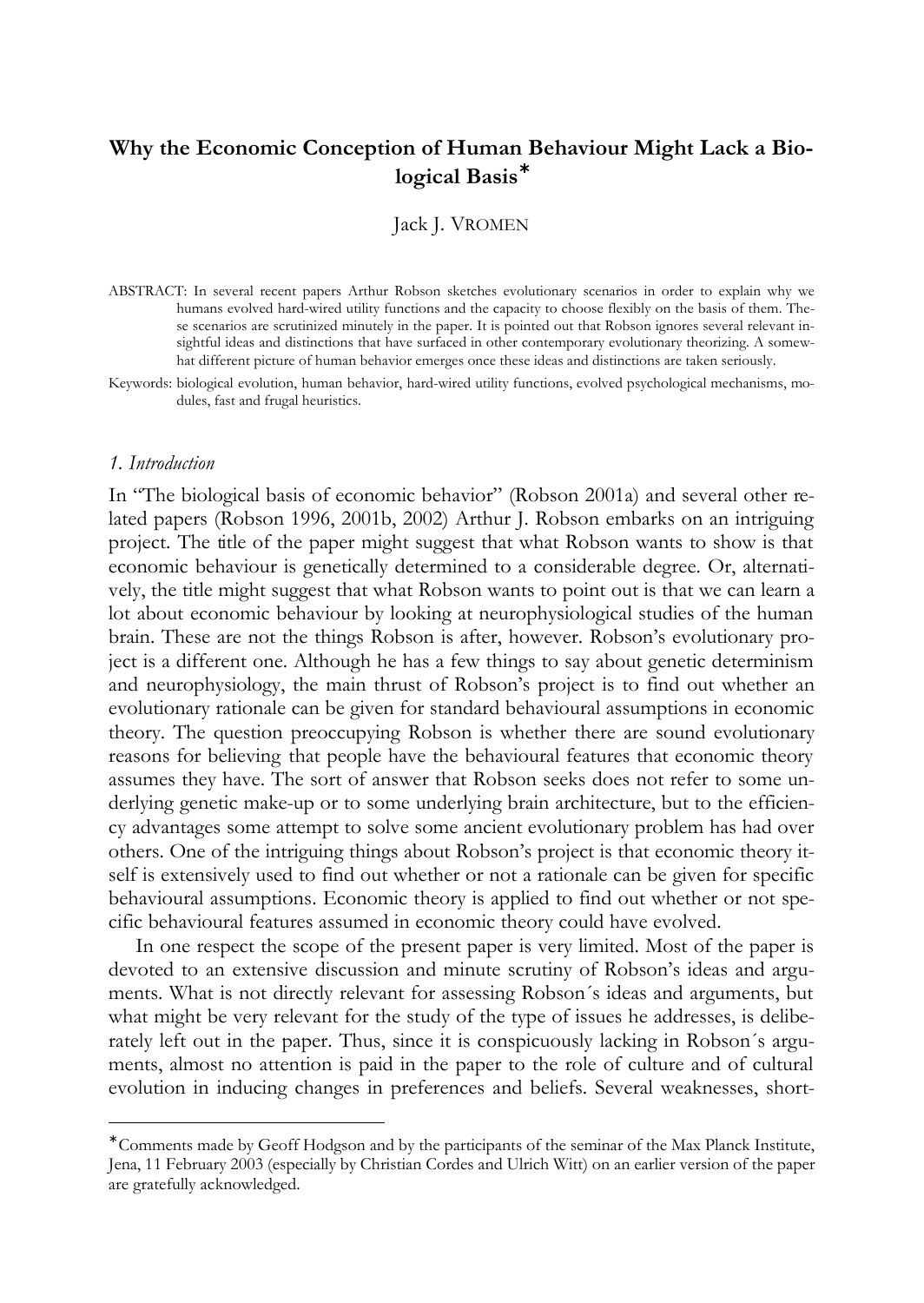# Why the Economic Conception of Human Behaviour Might Lack a Biological Basis*

Jack J. VROMEN

ABSTRACT: In several recent papers Arthur Robson sketches evolutionary scenarios in order to explain why we humans evolved hard-wired utility functions and the capacity to choose flexibly on the basis of them. These scenarios are scrutinized minutely in the paper. It is pointed out that Robson ignores several relevant insightful ideas and distinctions that have surfaced in other contemporary evolutionary theorizing. A somewhat different picture of human behavior emerges once these ideas and distinctions are taken seriously.

Keywords: biological evolution, human behavior, hard-wired utility functions, evolved psychological mechanisms, modules, fast and frugal heuristics.

## *1. Introduction*

In "The biological basis of economic behavior" (Robson 2001a) and several other related papers (Robson 1996, 2001b, 2002) Arthur J. Robson embarks on an intriguing project. The title of the paper might suggest that what Robson wants to show is that economic behaviour is genetically determined to a considerable degree. Or, alternatively, the title might suggest that what Robson wants to point out is that we can learn a lot about economic behaviour by looking at neurophysiological studies of the human brain. These are not the things Robson is after, however. Robson's evolutionary project is a different one. Although he has a few things to say about genetic determinism and neurophysiology, the main thrust of Robson's project is to find out whether an evolutionary rationale can be given for standard behavioural assumptions in economic theory. The question preoccupying Robson is whether there are sound evolutionary reasons for believing that people have the behavioural features that economic theory assumes they have. The sort of answer that Robson seeks does not refer to some underlying genetic make-up or to some underlying brain architecture, but to the efficiency advantages some attempt to solve some ancient evolutionary problem has had over others. One of the intriguing things about Robson's project is that economic theory itself is extensively used to find out whether or not a rationale can be given for specific behavioural assumptions. Economic theory is applied to find out whether or not specific behavioural features assumed in economic theory could have evolved.

In one respect the scope of the present paper is very limited. Most of the paper is devoted to an extensive discussion and minute scrutiny of Robson's ideas and arguments. What is not directly relevant for assessing Robson´s ideas and arguments, but what might be very relevant for the study of the type of issues he addresses, is deliberately left out in the paper. Thus, since it is conspicuously lacking in Robson´s arguments, almost no attention is paid in the paper to the role of culture and of cultural evolution in inducing changes in preferences and beliefs. Several weaknesses, short-

*Comments made by Geoff Hodgson and by the participants of the seminar of the Max Planck Institute, Jena, 11 February 2003 (especially by Christian Cordes and Ulrich Witt) on an earlier version of the paper are gratefully acknowledged.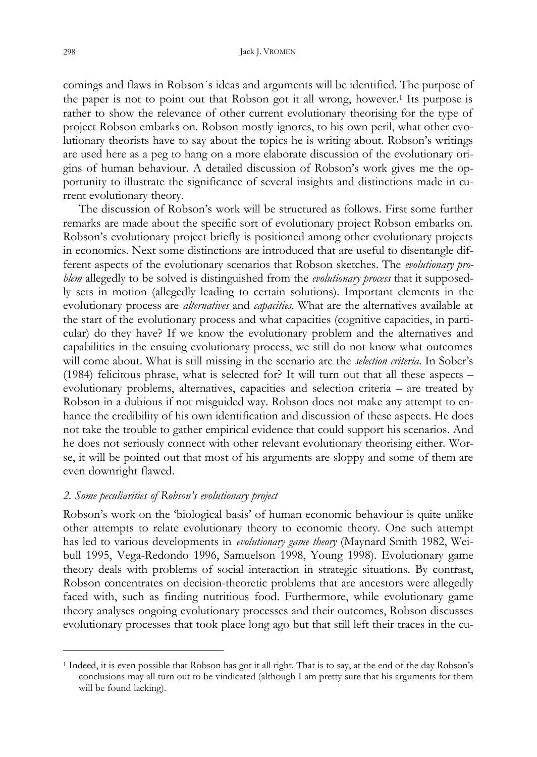comings and flaws in Robson´s ideas and arguments will be identified. The purpose of the paper is not to point out that Robson got it all wrong, however.[1] Its purpose is rather to show the relevance of other current evolutionary theorising for the type of project Robson embarks on. Robson mostly ignores, to his own peril, what other evolutionary theorists have to say about the topics he is writing about. Robson's writings are used here as a peg to hang on a more elaborate discussion of the evolutionary origins of human behaviour. A detailed discussion of Robson's work gives me the opportunity to illustrate the significance of several insights and distinctions made in current evolutionary theory.

The discussion of Robson's work will be structured as follows. First some further remarks are made about the specific sort of evolutionary project Robson embarks on. Robson's evolutionary project briefly is positioned among other evolutionary projects in economics. Next some distinctions are introduced that are useful to disentangle different aspects of the evolutionary scenarios that Robson sketches. The *evolutionary problem* allegedly to be solved is distinguished from the *evolutionary process* that it supposedly sets in motion (allegedly leading to certain solutions). Important elements in the evolutionary process are *alternatives* and *capacities*. What are the alternatives available at the start of the evolutionary process and what capacities (cognitive capacities, in particular) do they have? If we know the evolutionary problem and the alternatives and capabilities in the ensuing evolutionary process, we still do not know what outcomes will come about. What is still missing in the scenario are the *selection criteria*. In Sober's (1984) felicitous phrase, what is selected for? It will turn out that all these aspects – evolutionary problems, alternatives, capacities and selection criteria – are treated by Robson in a dubious if not misguided way. Robson does not make any attempt to enhance the credibility of his own identification and discussion of these aspects. He does not take the trouble to gather empirical evidence that could support his scenarios. And he does not seriously connect with other relevant evolutionary theorising either. Worse, it will be pointed out that most of his arguments are sloppy and some of them are even downright flawed.

## *2. Some peculiarities of Robson's evolutionary project*

Robson's work on the 'biological basis' of human economic behaviour is quite unlike other attempts to relate evolutionary theory to economic theory. One such attempt has led to various developments in *evolutionary game theory* (Maynard Smith 1982, Weibull 1995, Vega-Redondo 1996, Samuelson 1998, Young 1998). Evolutionary game theory deals with problems of social interaction in strategic situations. By contrast, Robson concentrates on decision-theoretic problems that are ancestors were allegedly faced with, such as finding nutritious food. Furthermore, while evolutionary game theory analyses ongoing evolutionary processes and their outcomes, Robson discusses evolutionary processes that took place long ago but that still left their traces in the cu-

---

[1] Indeed, it is even possible that Robson has got it all right. That is to say, at the end of the day Robson's conclusions may all turn out to be vindicated (although I am pretty sure that his arguments for them will be found lacking).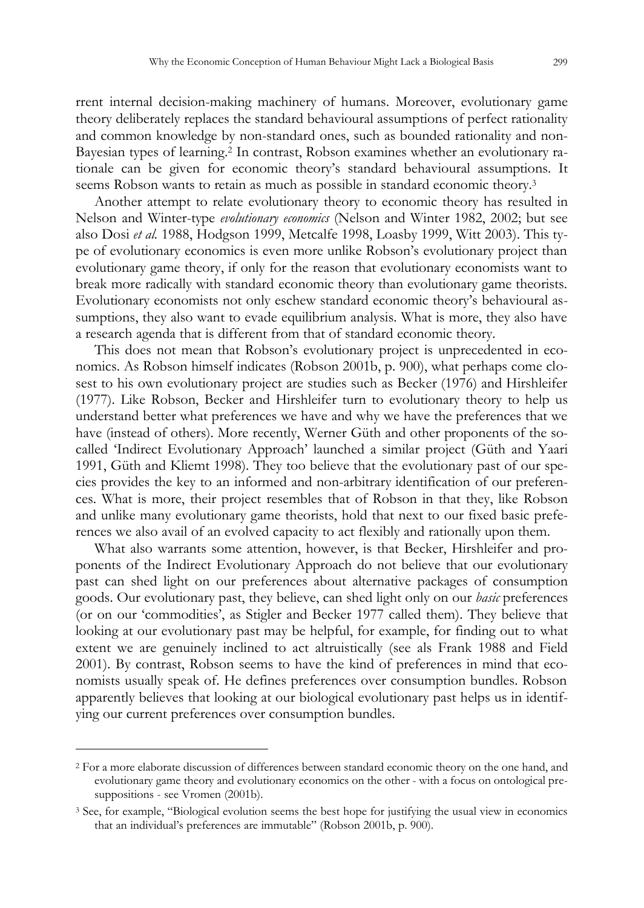rrent internal decision-making machinery of humans. Moreover, evolutionary game theory deliberately replaces the standard behavioural assumptions of perfect rationality and common knowledge by non-standard ones, such as bounded rationality and non-Bayesian types of learning.[2] In contrast, Robson examines whether an evolutionary rationale can be given for economic theory's standard behavioural assumptions. It seems Robson wants to retain as much as possible in standard economic theory.[3]

Another attempt to relate evolutionary theory to economic theory has resulted in Nelson and Winter-type *evolutionary economics* (Nelson and Winter 1982, 2002; but see also Dosi *et al.* 1988, Hodgson 1999, Metcalfe 1998, Loasby 1999, Witt 2003). This type of evolutionary economics is even more unlike Robson's evolutionary project than evolutionary game theory, if only for the reason that evolutionary economists want to break more radically with standard economic theory than evolutionary game theorists. Evolutionary economists not only eschew standard economic theory's behavioural assumptions, they also want to evade equilibrium analysis. What is more, they also have a research agenda that is different from that of standard economic theory.

This does not mean that Robson's evolutionary project is unprecedented in economics. As Robson himself indicates (Robson 2001b, p. 900), what perhaps come closest to his own evolutionary project are studies such as Becker (1976) and Hirshleifer (1977). Like Robson, Becker and Hirshleifer turn to evolutionary theory to help us understand better what preferences we have and why we have the preferences that we have (instead of others). More recently, Werner Güth and other proponents of the so-called 'Indirect Evolutionary Approach' launched a similar project (Güth and Yaari 1991, Güth and Kliemt 1998). They too believe that the evolutionary past of our species provides the key to an informed and non-arbitrary identification of our preferences. What is more, their project resembles that of Robson in that they, like Robson and unlike many evolutionary game theorists, hold that next to our fixed basic preferences we also avail of an evolved capacity to act flexibly and rationally upon them.

What also warrants some attention, however, is that Becker, Hirshleifer and proponents of the Indirect Evolutionary Approach do not believe that our evolutionary past can shed light on our preferences about alternative packages of consumption goods. Our evolutionary past, they believe, can shed light only on our *basic* preferences (or on our 'commodities', as Stigler and Becker 1977 called them). They believe that looking at our evolutionary past may be helpful, for example, for finding out to what extent we are genuinely inclined to act altruistically (see als Frank 1988 and Field 2001). By contrast, Robson seems to have the kind of preferences in mind that economists usually speak of. He defines preferences over consumption bundles. Robson apparently believes that looking at our biological evolutionary past helps us in identifying our current preferences over consumption bundles.

---

[2] For a more elaborate discussion of differences between standard economic theory on the one hand, and evolutionary game theory and evolutionary economics on the other - with a focus on ontological presuppositions - see Vromen (2001b).

[3] See, for example, "Biological evolution seems the best hope for justifying the usual view in economics that an individual's preferences are immutable" (Robson 2001b, p. 900).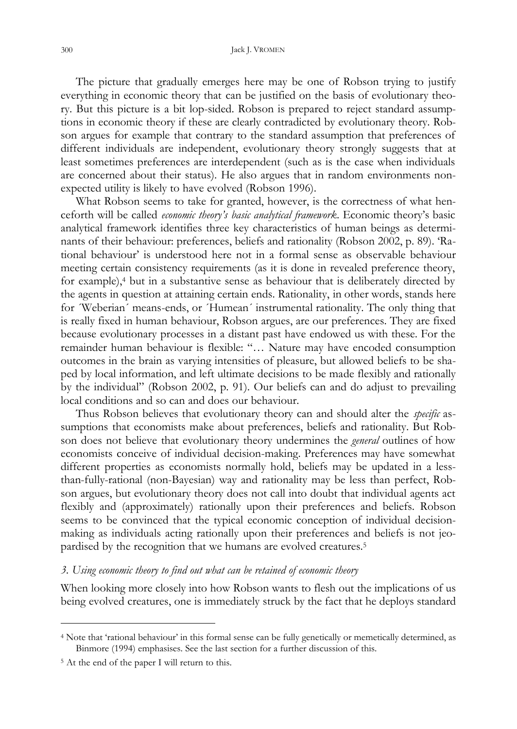The picture that gradually emerges here may be one of Robson trying to justify everything in economic theory that can be justified on the basis of evolutionary theory. But this picture is a bit lop-sided. Robson is prepared to reject standard assumptions in economic theory if these are clearly contradicted by evolutionary theory. Robson argues for example that contrary to the standard assumption that preferences of different individuals are independent, evolutionary theory strongly suggests that at least sometimes preferences are interdependent (such as is the case when individuals are concerned about their status). He also argues that in random environments non-expected utility is likely to have evolved (Robson 1996).

What Robson seems to take for granted, however, is the correctness of what henceforth will be called *economic theory's basic analytical framework*. Economic theory's basic analytical framework identifies three key characteristics of human beings as determinants of their behaviour: preferences, beliefs and rationality (Robson 2002, p. 89). 'Rational behaviour' is understood here not in a formal sense as observable behaviour meeting certain consistency requirements (as it is done in revealed preference theory, for example),[4] but in a substantive sense as behaviour that is deliberately directed by the agents in question at attaining certain ends. Rationality, in other words, stands here for ´Weberian´ means-ends, or ´Humean´ instrumental rationality. The only thing that is really fixed in human behaviour, Robson argues, are our preferences. They are fixed because evolutionary processes in a distant past have endowed us with these. For the remainder human behaviour is flexible: "… Nature may have encoded consumption outcomes in the brain as varying intensities of pleasure, but allowed beliefs to be shaped by local information, and left ultimate decisions to be made flexibly and rationally by the individual" (Robson 2002, p. 91). Our beliefs can and do adjust to prevailing local conditions and so can and does our behaviour.

Thus Robson believes that evolutionary theory can and should alter the *specific* assumptions that economists make about preferences, beliefs and rationality. But Robson does not believe that evolutionary theory undermines the *general* outlines of how economists conceive of individual decision-making. Preferences may have somewhat different properties as economists normally hold, beliefs may be updated in a less-than-fully-rational (non-Bayesian) way and rationality may be less than perfect, Robson argues, but evolutionary theory does not call into doubt that individual agents act flexibly and (approximately) rationally upon their preferences and beliefs. Robson seems to be convinced that the typical economic conception of individual decision-making as individuals acting rationally upon their preferences and beliefs is not jeopardised by the recognition that we humans are evolved creatures.[5]

### *3. Using economic theory to find out what can be retained of economic theory*

When looking more closely into how Robson wants to flesh out the implications of us being evolved creatures, one is immediately struck by the fact that he deploys standard

---

[4] Note that 'rational behaviour' in this formal sense can be fully genetically or memetically determined, as Binmore (1994) emphasises. See the last section for a further discussion of this.

[5] At the end of the paper I will return to this.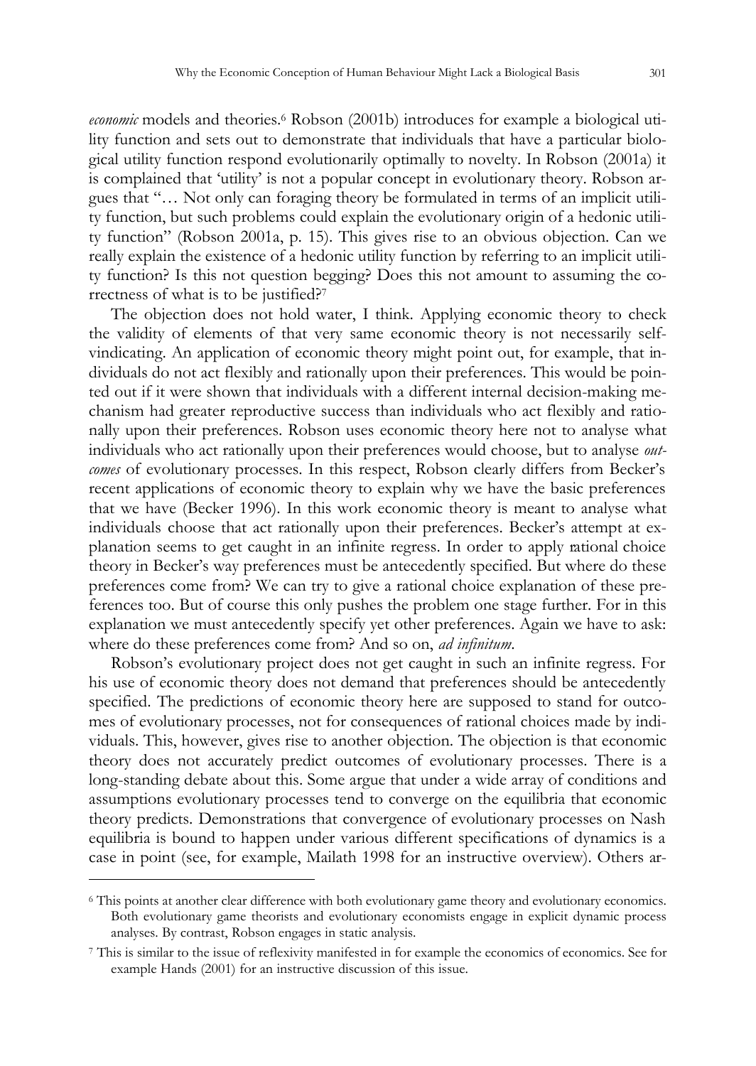*economic* models and theories.[6] Robson (2001b) introduces for example a biological utility function and sets out to demonstrate that individuals that have a particular biological utility function respond evolutionarily optimally to novelty. In Robson (2001a) it is complained that 'utility' is not a popular concept in evolutionary theory. Robson argues that "… Not only can foraging theory be formulated in terms of an implicit utility function, but such problems could explain the evolutionary origin of a hedonic utility function" (Robson 2001a, p. 15). This gives rise to an obvious objection. Can we really explain the existence of a hedonic utility function by referring to an implicit utility function? Is this not question begging? Does this not amount to assuming the correctness of what is to be justified?[7]

The objection does not hold water, I think. Applying economic theory to check the validity of elements of that very same economic theory is not necessarily self-vindicating. An application of economic theory might point out, for example, that individuals do not act flexibly and rationally upon their preferences. This would be pointed out if it were shown that individuals with a different internal decision-making mechanism had greater reproductive success than individuals who act flexibly and rationally upon their preferences. Robson uses economic theory here not to analyse what individuals who act rationally upon their preferences would choose, but to analyse *outcomes* of evolutionary processes. In this respect, Robson clearly differs from Becker's recent applications of economic theory to explain why we have the basic preferences that we have (Becker 1996). In this work economic theory is meant to analyse what individuals choose that act rationally upon their preferences. Becker's attempt at explanation seems to get caught in an infinite regress. In order to apply rational choice theory in Becker's way preferences must be antecedently specified. But where do these preferences come from? We can try to give a rational choice explanation of these preferences too. But of course this only pushes the problem one stage further. For in this explanation we must antecedently specify yet other preferences. Again we have to ask: where do these preferences come from? And so on, *ad infinitum*.

Robson's evolutionary project does not get caught in such an infinite regress. For his use of economic theory does not demand that preferences should be antecedently specified. The predictions of economic theory here are supposed to stand for outcomes of evolutionary processes, not for consequences of rational choices made by individuals. This, however, gives rise to another objection. The objection is that economic theory does not accurately predict outcomes of evolutionary processes. There is a long-standing debate about this. Some argue that under a wide array of conditions and assumptions evolutionary processes tend to converge on the equilibria that economic theory predicts. Demonstrations that convergence of evolutionary processes on Nash equilibria is bound to happen under various different specifications of dynamics is a case in point (see, for example, Mailath 1998 for an instructive overview). Others ar-

[6] This points at another clear difference with both evolutionary game theory and evolutionary economics. Both evolutionary game theorists and evolutionary economists engage in explicit dynamic process analyses. By contrast, Robson engages in static analysis.

[7] This is similar to the issue of reflexivity manifested in for example the economics of economics. See for example Hands (2001) for an instructive discussion of this issue.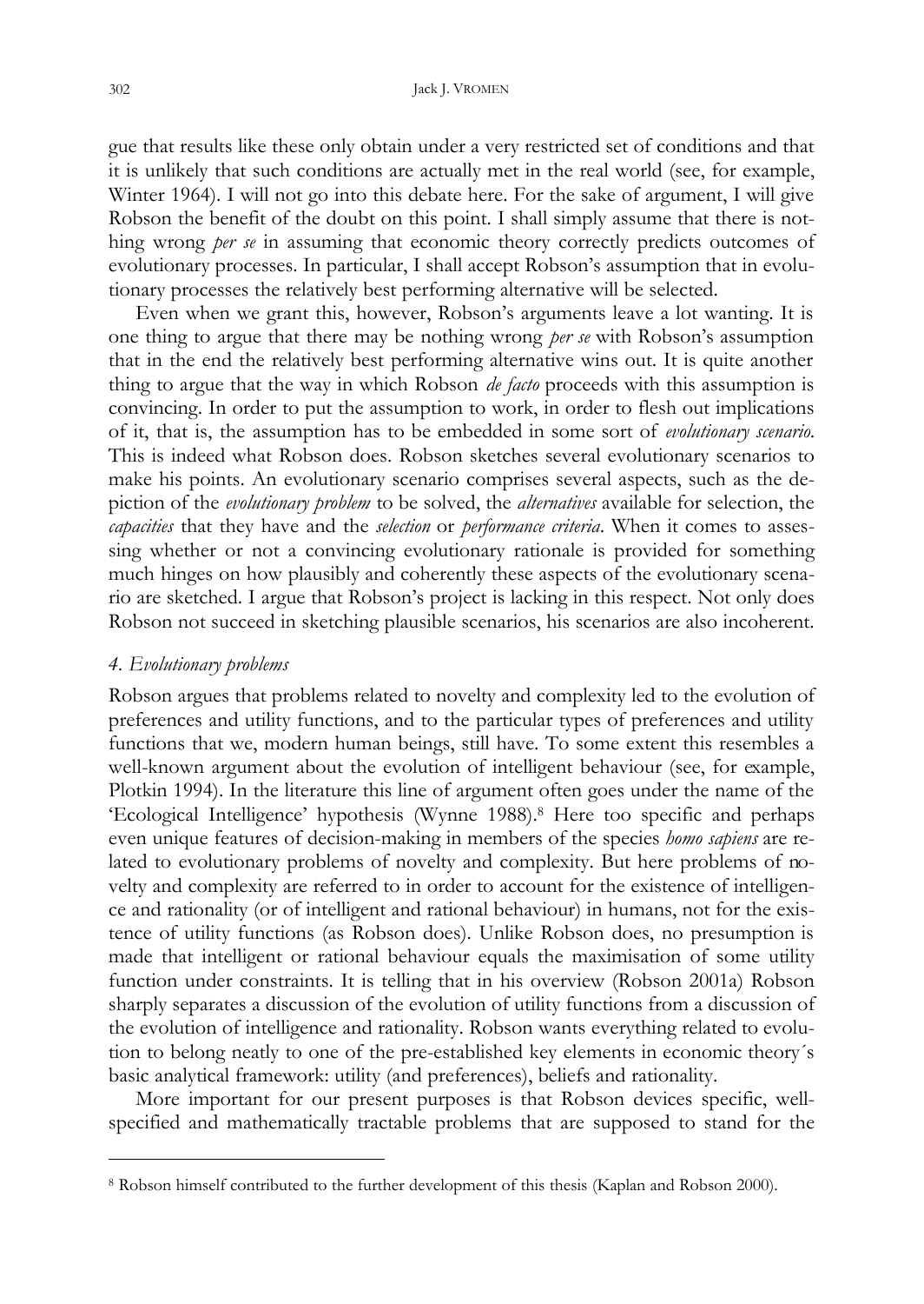gue that results like these only obtain under a very restricted set of conditions and that it is unlikely that such conditions are actually met in the real world (see, for example, Winter 1964). I will not go into this debate here. For the sake of argument, I will give Robson the benefit of the doubt on this point. I shall simply assume that there is nothing wrong *per se* in assuming that economic theory correctly predicts outcomes of evolutionary processes. In particular, I shall accept Robson's assumption that in evolutionary processes the relatively best performing alternative will be selected.

Even when we grant this, however, Robson's arguments leave a lot wanting. It is one thing to argue that there may be nothing wrong *per se* with Robson's assumption that in the end the relatively best performing alternative wins out. It is quite another thing to argue that the way in which Robson *de facto* proceeds with this assumption is convincing. In order to put the assumption to work, in order to flesh out implications of it, that is, the assumption has to be embedded in some sort of *evolutionary scenario*. This is indeed what Robson does. Robson sketches several evolutionary scenarios to make his points. An evolutionary scenario comprises several aspects, such as the depiction of the *evolutionary problem* to be solved, the *alternatives* available for selection, the *capacities* that they have and the *selection* or *performance criteria*. When it comes to assessing whether or not a convincing evolutionary rationale is provided for something much hinges on how plausibly and coherently these aspects of the evolutionary scenario are sketched. I argue that Robson's project is lacking in this respect. Not only does Robson not succeed in sketching plausible scenarios, his scenarios are also incoherent.

### *4. Evolutionary problems*

Robson argues that problems related to novelty and complexity led to the evolution of preferences and utility functions, and to the particular types of preferences and utility functions that we, modern human beings, still have. To some extent this resembles a well-known argument about the evolution of intelligent behaviour (see, for example, Plotkin 1994). In the literature this line of argument often goes under the name of the 'Ecological Intelligence' hypothesis (Wynne 1988).[8] Here too specific and perhaps even unique features of decision-making in members of the species *homo sapiens* are related to evolutionary problems of novelty and complexity. But here problems of novelty and complexity are referred to in order to account for the existence of intelligence and rationality (or of intelligent and rational behaviour) in humans, not for the existence of utility functions (as Robson does). Unlike Robson does, no presumption is made that intelligent or rational behaviour equals the maximisation of some utility function under constraints. It is telling that in his overview (Robson 2001a) Robson sharply separates a discussion of the evolution of utility functions from a discussion of the evolution of intelligence and rationality. Robson wants everything related to evolution to belong neatly to one of the pre-established key elements in economic theory´s basic analytical framework: utility (and preferences), beliefs and rationality.

More important for our present purposes is that Robson devices specific, well-specified and mathematically tractable problems that are supposed to stand for the

---

[8] Robson himself contributed to the further development of this thesis (Kaplan and Robson 2000).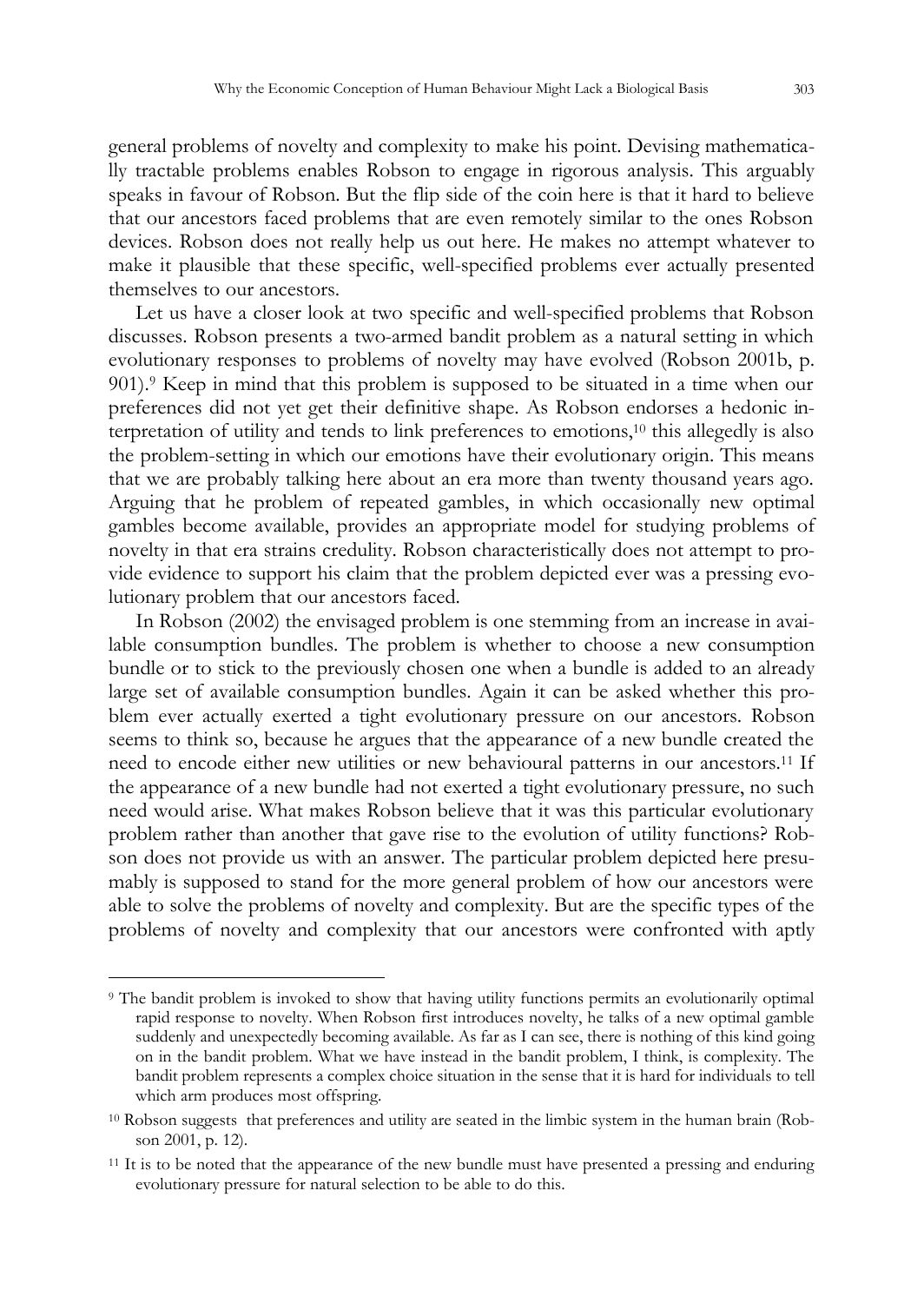general problems of novelty and complexity to make his point. Devising mathematically tractable problems enables Robson to engage in rigorous analysis. This arguably speaks in favour of Robson. But the flip side of the coin here is that it hard to believe that our ancestors faced problems that are even remotely similar to the ones Robson devices. Robson does not really help us out here. He makes no attempt whatever to make it plausible that these specific, well-specified problems ever actually presented themselves to our ancestors.

Let us have a closer look at two specific and well-specified problems that Robson discusses. Robson presents a two-armed bandit problem as a natural setting in which evolutionary responses to problems of novelty may have evolved (Robson 2001b, p. 901).[9] Keep in mind that this problem is supposed to be situated in a time when our preferences did not yet get their definitive shape. As Robson endorses a hedonic interpretation of utility and tends to link preferences to emotions,[10] this allegedly is also the problem-setting in which our emotions have their evolutionary origin. This means that we are probably talking here about an era more than twenty thousand years ago. Arguing that he problem of repeated gambles, in which occasionally new optimal gambles become available, provides an appropriate model for studying problems of novelty in that era strains credulity. Robson characteristically does not attempt to provide evidence to support his claim that the problem depicted ever was a pressing evolutionary problem that our ancestors faced.

In Robson (2002) the envisaged problem is one stemming from an increase in available consumption bundles. The problem is whether to choose a new consumption bundle or to stick to the previously chosen one when a bundle is added to an already large set of available consumption bundles. Again it can be asked whether this problem ever actually exerted a tight evolutionary pressure on our ancestors. Robson seems to think so, because he argues that the appearance of a new bundle created the need to encode either new utilities or new behavioural patterns in our ancestors.[11] If the appearance of a new bundle had not exerted a tight evolutionary pressure, no such need would arise. What makes Robson believe that it was this particular evolutionary problem rather than another that gave rise to the evolution of utility functions? Robson does not provide us with an answer. The particular problem depicted here presumably is supposed to stand for the more general problem of how our ancestors were able to solve the problems of novelty and complexity. But are the specific types of the problems of novelty and complexity that our ancestors were confronted with aptly

[9] The bandit problem is invoked to show that having utility functions permits an evolutionarily optimal rapid response to novelty. When Robson first introduces novelty, he talks of a new optimal gamble suddenly and unexpectedly becoming available. As far as I can see, there is nothing of this kind going on in the bandit problem. What we have instead in the bandit problem, I think, is complexity. The bandit problem represents a complex choice situation in the sense that it is hard for individuals to tell which arm produces most offspring.

[10] Robson suggests that preferences and utility are seated in the limbic system in the human brain (Robson 2001, p. 12).

[11] It is to be noted that the appearance of the new bundle must have presented a pressing and enduring evolutionary pressure for natural selection to be able to do this.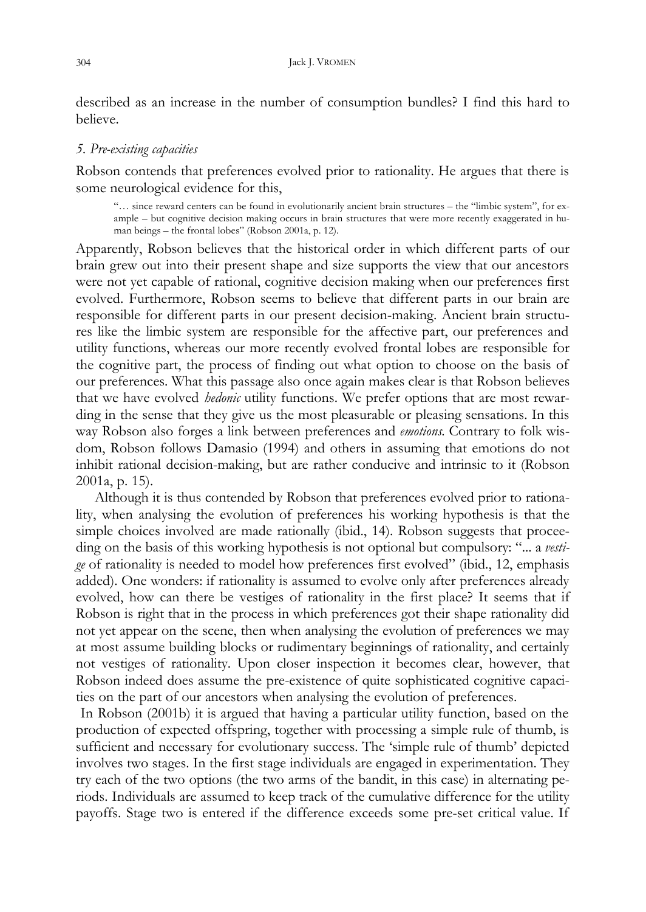described as an increase in the number of consumption bundles? I find this hard to believe.

### *5. Pre-existing capacities*

Robson contends that preferences evolved prior to rationality. He argues that there is some neurological evidence for this,

> "… since reward centers can be found in evolutionarily ancient brain structures – the "limbic system", for example – but cognitive decision making occurs in brain structures that were more recently exaggerated in human beings – the frontal lobes" (Robson 2001a, p. 12).

Apparently, Robson believes that the historical order in which different parts of our brain grew out into their present shape and size supports the view that our ancestors were not yet capable of rational, cognitive decision making when our preferences first evolved. Furthermore, Robson seems to believe that different parts in our brain are responsible for different parts in our present decision-making. Ancient brain structures like the limbic system are responsible for the affective part, our preferences and utility functions, whereas our more recently evolved frontal lobes are responsible for the cognitive part, the process of finding out what option to choose on the basis of our preferences. What this passage also once again makes clear is that Robson believes that we have evolved *hedonic* utility functions. We prefer options that are most rewarding in the sense that they give us the most pleasurable or pleasing sensations. In this way Robson also forges a link between preferences and *emotions*. Contrary to folk wisdom, Robson follows Damasio (1994) and others in assuming that emotions do not inhibit rational decision-making, but are rather conducive and intrinsic to it (Robson 2001a, p. 15).

Although it is thus contended by Robson that preferences evolved prior to rationality, when analysing the evolution of preferences his working hypothesis is that the simple choices involved are made rationally (ibid., 14). Robson suggests that proceeding on the basis of this working hypothesis is not optional but compulsory: "... a *vestige* of rationality is needed to model how preferences first evolved" (ibid., 12, emphasis added). One wonders: if rationality is assumed to evolve only after preferences already evolved, how can there be vestiges of rationality in the first place? It seems that if Robson is right that in the process in which preferences got their shape rationality did not yet appear on the scene, then when analysing the evolution of preferences we may at most assume building blocks or rudimentary beginnings of rationality, and certainly not vestiges of rationality. Upon closer inspection it becomes clear, however, that Robson indeed does assume the pre-existence of quite sophisticated cognitive capacities on the part of our ancestors when analysing the evolution of preferences.

In Robson (2001b) it is argued that having a particular utility function, based on the production of expected offspring, together with processing a simple rule of thumb, is sufficient and necessary for evolutionary success. The 'simple rule of thumb' depicted involves two stages. In the first stage individuals are engaged in experimentation. They try each of the two options (the two arms of the bandit, in this case) in alternating periods. Individuals are assumed to keep track of the cumulative difference for the utility payoffs. Stage two is entered if the difference exceeds some pre-set critical value. If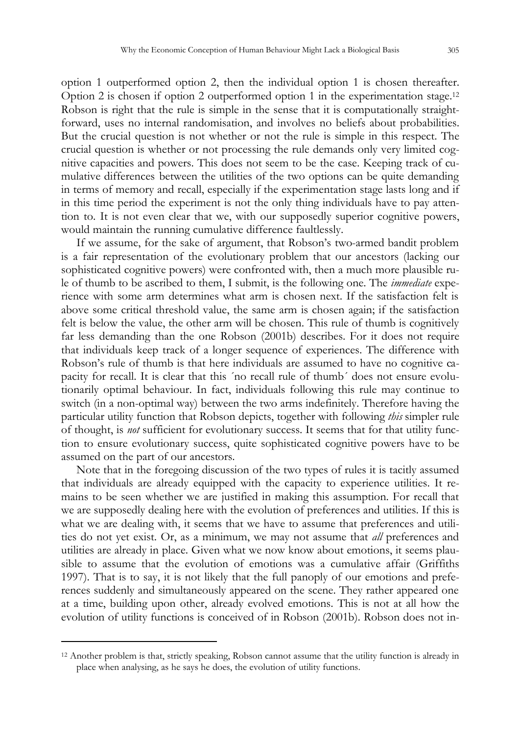option 1 outperformed option 2, then the individual option 1 is chosen thereafter. Option 2 is chosen if option 2 outperformed option 1 in the experimentation stage.[12] Robson is right that the rule is simple in the sense that it is computationally straightforward, uses no internal randomisation, and involves no beliefs about probabilities. But the crucial question is not whether or not the rule is simple in this respect. The crucial question is whether or not processing the rule demands only very limited cognitive capacities and powers. This does not seem to be the case. Keeping track of cumulative differences between the utilities of the two options can be quite demanding in terms of memory and recall, especially if the experimentation stage lasts long and if in this time period the experiment is not the only thing individuals have to pay attention to. It is not even clear that we, with our supposedly superior cognitive powers, would maintain the running cumulative difference faultlessly.

If we assume, for the sake of argument, that Robson's two-armed bandit problem is a fair representation of the evolutionary problem that our ancestors (lacking our sophisticated cognitive powers) were confronted with, then a much more plausible rule of thumb to be ascribed to them, I submit, is the following one. The *immediate* experience with some arm determines what arm is chosen next. If the satisfaction felt is above some critical threshold value, the same arm is chosen again; if the satisfaction felt is below the value, the other arm will be chosen. This rule of thumb is cognitively far less demanding than the one Robson (2001b) describes. For it does not require that individuals keep track of a longer sequence of experiences. The difference with Robson's rule of thumb is that here individuals are assumed to have no cognitive capacity for recall. It is clear that this ´no recall rule of thumb´ does not ensure evolutionarily optimal behaviour. In fact, individuals following this rule may continue to switch (in a non-optimal way) between the two arms indefinitely. Therefore having the particular utility function that Robson depicts, together with following *this* simpler rule of thought, is *not* sufficient for evolutionary success. It seems that for that utility function to ensure evolutionary success, quite sophisticated cognitive powers have to be assumed on the part of our ancestors.

Note that in the foregoing discussion of the two types of rules it is tacitly assumed that individuals are already equipped with the capacity to experience utilities. It remains to be seen whether we are justified in making this assumption. For recall that we are supposedly dealing here with the evolution of preferences and utilities. If this is what we are dealing with, it seems that we have to assume that preferences and utilities do not yet exist. Or, as a minimum, we may not assume that *all* preferences and utilities are already in place. Given what we now know about emotions, it seems plausible to assume that the evolution of emotions was a cumulative affair (Griffiths 1997). That is to say, it is not likely that the full panoply of our emotions and preferences suddenly and simultaneously appeared on the scene. They rather appeared one at a time, building upon other, already evolved emotions. This is not at all how the evolution of utility functions is conceived of in Robson (2001b). Robson does not in-

[12] Another problem is that, strictly speaking, Robson cannot assume that the utility function is already in place when analysing, as he says he does, the evolution of utility functions.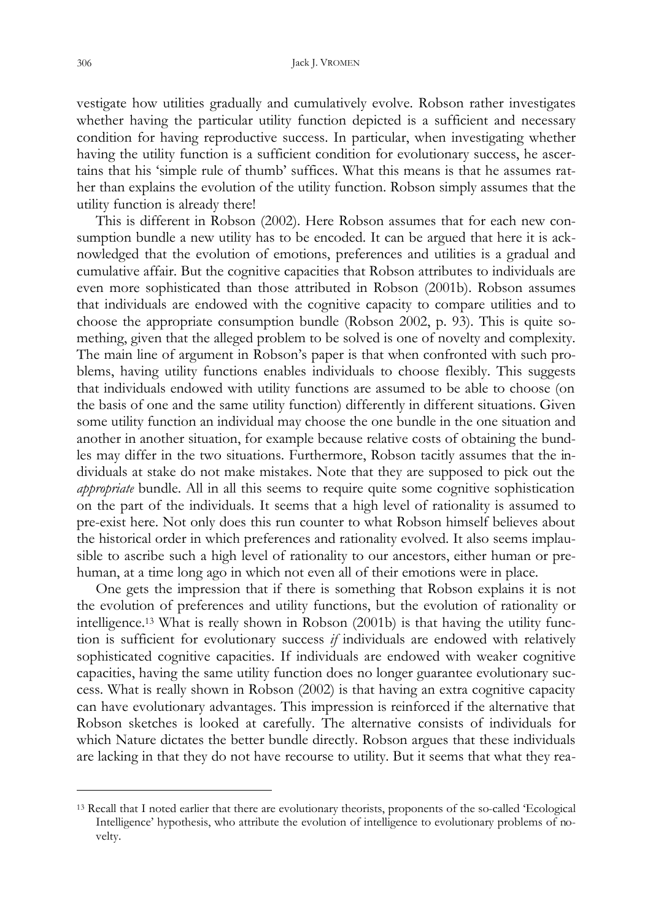vestigate how utilities gradually and cumulatively evolve. Robson rather investigates whether having the particular utility function depicted is a sufficient and necessary condition for having reproductive success. In particular, when investigating whether having the utility function is a sufficient condition for evolutionary success, he ascertains that his 'simple rule of thumb' suffices. What this means is that he assumes rather than explains the evolution of the utility function. Robson simply assumes that the utility function is already there!

This is different in Robson (2002). Here Robson assumes that for each new consumption bundle a new utility has to be encoded. It can be argued that here it is acknowledged that the evolution of emotions, preferences and utilities is a gradual and cumulative affair. But the cognitive capacities that Robson attributes to individuals are even more sophisticated than those attributed in Robson (2001b). Robson assumes that individuals are endowed with the cognitive capacity to compare utilities and to choose the appropriate consumption bundle (Robson 2002, p. 93). This is quite something, given that the alleged problem to be solved is one of novelty and complexity. The main line of argument in Robson's paper is that when confronted with such problems, having utility functions enables individuals to choose flexibly. This suggests that individuals endowed with utility functions are assumed to be able to choose (on the basis of one and the same utility function) differently in different situations. Given some utility function an individual may choose the one bundle in the one situation and another in another situation, for example because relative costs of obtaining the bundles may differ in the two situations. Furthermore, Robson tacitly assumes that the individuals at stake do not make mistakes. Note that they are supposed to pick out the *appropriate* bundle. All in all this seems to require quite some cognitive sophistication on the part of the individuals. It seems that a high level of rationality is assumed to pre-exist here. Not only does this run counter to what Robson himself believes about the historical order in which preferences and rationality evolved. It also seems implausible to ascribe such a high level of rationality to our ancestors, either human or prehuman, at a time long ago in which not even all of their emotions were in place.

One gets the impression that if there is something that Robson explains it is not the evolution of preferences and utility functions, but the evolution of rationality or intelligence.[13] What is really shown in Robson (2001b) is that having the utility function is sufficient for evolutionary success *if* individuals are endowed with relatively sophisticated cognitive capacities. If individuals are endowed with weaker cognitive capacities, having the same utility function does no longer guarantee evolutionary success. What is really shown in Robson (2002) is that having an extra cognitive capacity can have evolutionary advantages. This impression is reinforced if the alternative that Robson sketches is looked at carefully. The alternative consists of individuals for which Nature dictates the better bundle directly. Robson argues that these individuals are lacking in that they do not have recourse to utility. But it seems that what they rea-

[13] Recall that I noted earlier that there are evolutionary theorists, proponents of the so-called 'Ecological Intelligence' hypothesis, who attribute the evolution of intelligence to evolutionary problems of novelty.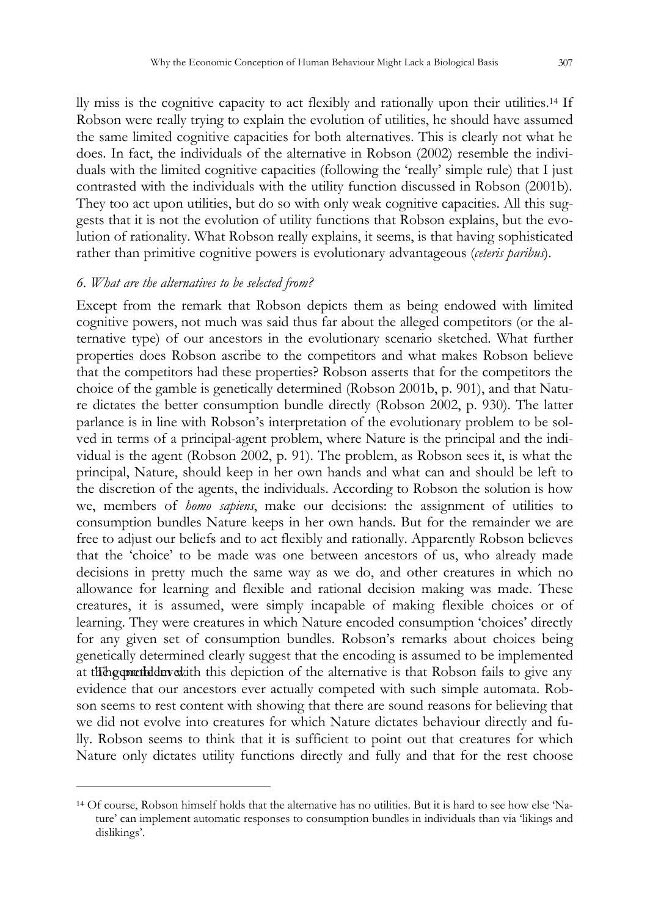lly miss is the cognitive capacity to act flexibly and rationally upon their utilities.[14] If Robson were really trying to explain the evolution of utilities, he should have assumed the same limited cognitive capacities for both alternatives. This is clearly not what he does. In fact, the individuals of the alternative in Robson (2002) resemble the individuals with the limited cognitive capacities (following the 'really' simple rule) that I just contrasted with the individuals with the utility function discussed in Robson (2001b). They too act upon utilities, but do so with only weak cognitive capacities. All this suggests that it is not the evolution of utility functions that Robson explains, but the evolution of rationality. What Robson really explains, it seems, is that having sophisticated rather than primitive cognitive powers is evolutionary advantageous (*ceteris paribus*).

## *6. What are the alternatives to be selected from?*

Except from the remark that Robson depicts them as being endowed with limited cognitive powers, not much was said thus far about the alleged competitors (or the alternative type) of our ancestors in the evolutionary scenario sketched. What further properties does Robson ascribe to the competitors and what makes Robson believe that the competitors had these properties? Robson asserts that for the competitors the choice of the gamble is genetically determined (Robson 2001b, p. 901), and that Nature dictates the better consumption bundle directly (Robson 2002, p. 930). The latter parlance is in line with Robson's interpretation of the evolutionary problem to be solved in terms of a principal-agent problem, where Nature is the principal and the individual is the agent (Robson 2002, p. 91). The problem, as Robson sees it, is what the principal, Nature, should keep in her own hands and what can and should be left to the discretion of the agents, the individuals. According to Robson the solution is how we, members of *homo sapiens*, make our decisions: the assignment of utilities to consumption bundles Nature keeps in her own hands. But for the remainder we are free to adjust our beliefs and to act flexibly and rationally. Apparently Robson believes that the 'choice' to be made was one between ancestors of us, who already made decisions in pretty much the same way as we do, and other creatures in which no allowance for learning and flexible and rational decision making was made. These creatures, it is assumed, were simply incapable of making flexible choices or of learning. They were creatures in which Nature encoded consumption 'choices' directly for any given set of consumption bundles. Robson's remarks about choices being genetically determined clearly suggest that the encoding is assumed to be implemented at the genetic level.

The problem with this depiction of the alternative is that Robson fails to give any evidence that our ancestors ever actually competed with such simple automata. Robson seems to rest content with showing that there are sound reasons for believing that we did not evolve into creatures for which Nature dictates behaviour directly and fully. Robson seems to think that it is sufficient to point out that creatures for which Nature only dictates utility functions directly and fully and that for the rest choose

---

[14] Of course, Robson himself holds that the alternative has no utilities. But it is hard to see how else 'Nature' can implement automatic responses to consumption bundles in individuals than via 'likings and dislikings'.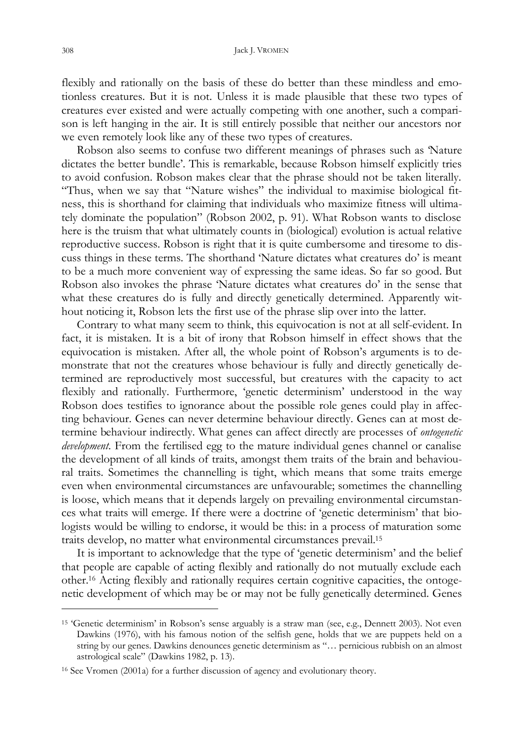flexibly and rationally on the basis of these do better than these mindless and emotionless creatures. But it is not. Unless it is made plausible that these two types of creatures ever existed and were actually competing with one another, such a comparison is left hanging in the air. It is still entirely possible that neither our ancestors nor we even remotely look like any of these two types of creatures.

Robson also seems to confuse two different meanings of phrases such as 'Nature dictates the better bundle'. This is remarkable, because Robson himself explicitly tries to avoid confusion. Robson makes clear that the phrase should not be taken literally. "Thus, when we say that "Nature wishes" the individual to maximise biological fitness, this is shorthand for claiming that individuals who maximize fitness will ultimately dominate the population" (Robson 2002, p. 91). What Robson wants to disclose here is the truism that what ultimately counts in (biological) evolution is actual relative reproductive success. Robson is right that it is quite cumbersome and tiresome to discuss things in these terms. The shorthand 'Nature dictates what creatures do' is meant to be a much more convenient way of expressing the same ideas. So far so good. But Robson also invokes the phrase 'Nature dictates what creatures do' in the sense that what these creatures do is fully and directly genetically determined. Apparently without noticing it, Robson lets the first use of the phrase slip over into the latter.

Contrary to what many seem to think, this equivocation is not at all self-evident. In fact, it is mistaken. It is a bit of irony that Robson himself in effect shows that the equivocation is mistaken. After all, the whole point of Robson's arguments is to demonstrate that not the creatures whose behaviour is fully and directly genetically determined are reproductively most successful, but creatures with the capacity to act flexibly and rationally. Furthermore, 'genetic determinism' understood in the way Robson does testifies to ignorance about the possible role genes could play in affecting behaviour. Genes can never determine behaviour directly. Genes can at most determine behaviour indirectly. What genes can affect directly are processes of *ontogenetic development*. From the fertilised egg to the mature individual genes channel or canalise the development of all kinds of traits, amongst them traits of the brain and behavioural traits. Sometimes the channelling is tight, which means that some traits emerge even when environmental circumstances are unfavourable; sometimes the channelling is loose, which means that it depends largely on prevailing environmental circumstances what traits will emerge. If there were a doctrine of 'genetic determinism' that biologists would be willing to endorse, it would be this: in a process of maturation some traits develop, no matter what environmental circumstances prevail.[15]

It is important to acknowledge that the type of 'genetic determinism' and the belief that people are capable of acting flexibly and rationally do not mutually exclude each other.[16] Acting flexibly and rationally requires certain cognitive capacities, the ontogenetic development of which may be or may not be fully genetically determined. Genes

---

[15] 'Genetic determinism' in Robson's sense arguably is a straw man (see, e.g., Dennett 2003). Not even Dawkins (1976), with his famous notion of the selfish gene, holds that we are puppets held on a string by our genes. Dawkins denounces genetic determinism as "… pernicious rubbish on an almost astrological scale" (Dawkins 1982, p. 13).

[16] See Vromen (2001a) for a further discussion of agency and evolutionary theory.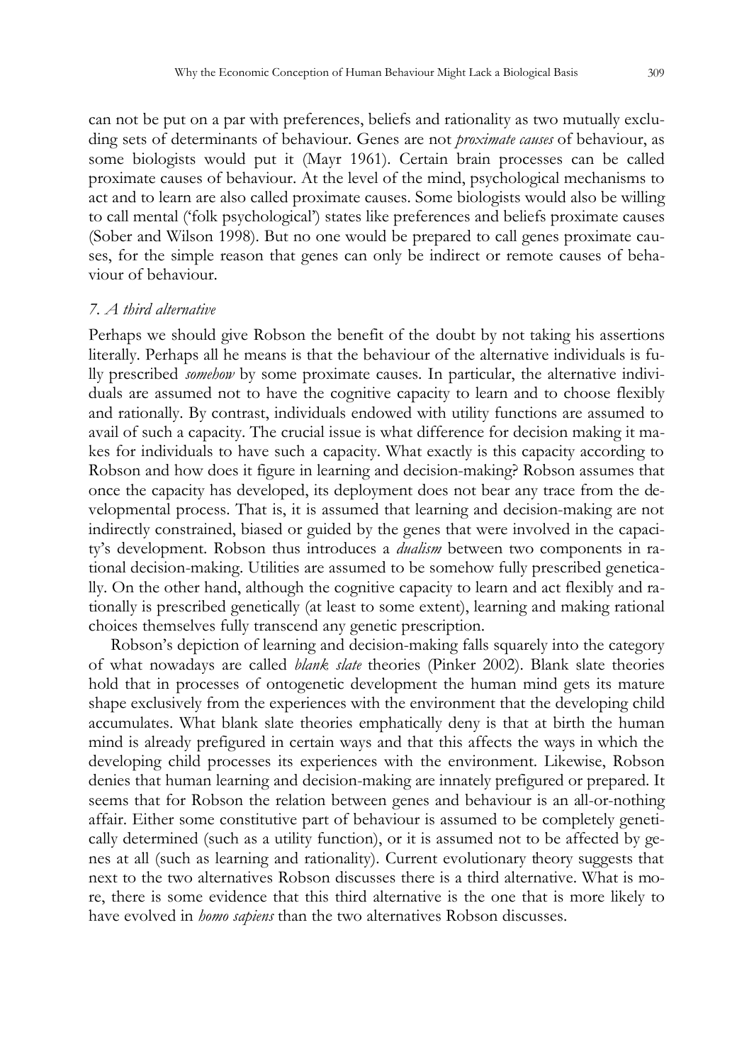can not be put on a par with preferences, beliefs and rationality as two mutually excluding sets of determinants of behaviour. Genes are not *proximate causes* of behaviour, as some biologists would put it (Mayr 1961). Certain brain processes can be called proximate causes of behaviour. At the level of the mind, psychological mechanisms to act and to learn are also called proximate causes. Some biologists would also be willing to call mental ('folk psychological') states like preferences and beliefs proximate causes (Sober and Wilson 1998). But no one would be prepared to call genes proximate causes, for the simple reason that genes can only be indirect or remote causes of behaviour of behaviour.

### *7. A third alternative*

Perhaps we should give Robson the benefit of the doubt by not taking his assertions literally. Perhaps all he means is that the behaviour of the alternative individuals is fully prescribed *somehow* by some proximate causes. In particular, the alternative individuals are assumed not to have the cognitive capacity to learn and to choose flexibly and rationally. By contrast, individuals endowed with utility functions are assumed to avail of such a capacity. The crucial issue is what difference for decision making it makes for individuals to have such a capacity. What exactly is this capacity according to Robson and how does it figure in learning and decision-making? Robson assumes that once the capacity has developed, its deployment does not bear any trace from the developmental process. That is, it is assumed that learning and decision-making are not indirectly constrained, biased or guided by the genes that were involved in the capacity's development. Robson thus introduces a *dualism* between two components in rational decision-making. Utilities are assumed to be somehow fully prescribed genetically. On the other hand, although the cognitive capacity to learn and act flexibly and rationally is prescribed genetically (at least to some extent), learning and making rational choices themselves fully transcend any genetic prescription.

Robson's depiction of learning and decision-making falls squarely into the category of what nowadays are called *blank slate* theories (Pinker 2002). Blank slate theories hold that in processes of ontogenetic development the human mind gets its mature shape exclusively from the experiences with the environment that the developing child accumulates. What blank slate theories emphatically deny is that at birth the human mind is already prefigured in certain ways and that this affects the ways in which the developing child processes its experiences with the environment. Likewise, Robson denies that human learning and decision-making are innately prefigured or prepared. It seems that for Robson the relation between genes and behaviour is an all-or-nothing affair. Either some constitutive part of behaviour is assumed to be completely genetically determined (such as a utility function), or it is assumed not to be affected by genes at all (such as learning and rationality). Current evolutionary theory suggests that next to the two alternatives Robson discusses there is a third alternative. What is more, there is some evidence that this third alternative is the one that is more likely to have evolved in *homo sapiens* than the two alternatives Robson discusses.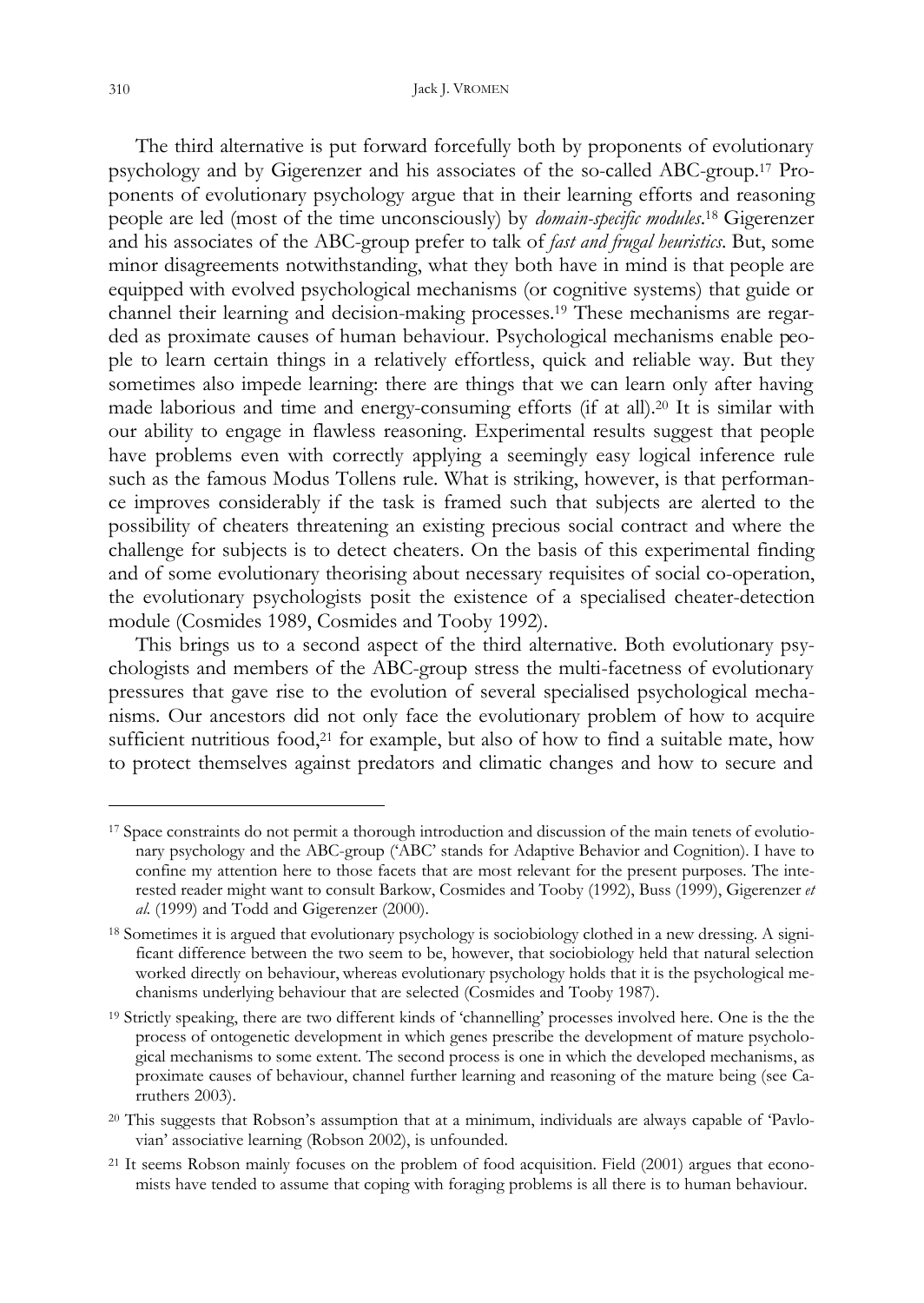The third alternative is put forward forcefully both by proponents of evolutionary psychology and by Gigerenzer and his associates of the so-called ABC-group.[17] Proponents of evolutionary psychology argue that in their learning efforts and reasoning people are led (most of the time unconsciously) by *domain-specific modules*.[18] Gigerenzer and his associates of the ABC-group prefer to talk of *fast and frugal heuristics*. But, some minor disagreements notwithstanding, what they both have in mind is that people are equipped with evolved psychological mechanisms (or cognitive systems) that guide or channel their learning and decision-making processes.[19] These mechanisms are regarded as proximate causes of human behaviour. Psychological mechanisms enable people to learn certain things in a relatively effortless, quick and reliable way. But they sometimes also impede learning: there are things that we can learn only after having made laborious and time and energy-consuming efforts (if at all).[20] It is similar with our ability to engage in flawless reasoning. Experimental results suggest that people have problems even with correctly applying a seemingly easy logical inference rule such as the famous Modus Tollens rule. What is striking, however, is that performance improves considerably if the task is framed such that subjects are alerted to the possibility of cheaters threatening an existing precious social contract and where the challenge for subjects is to detect cheaters. On the basis of this experimental finding and of some evolutionary theorising about necessary requisites of social co-operation, the evolutionary psychologists posit the existence of a specialised cheater-detection module (Cosmides 1989, Cosmides and Tooby 1992).

This brings us to a second aspect of the third alternative. Both evolutionary psychologists and members of the ABC-group stress the multi-facetness of evolutionary pressures that gave rise to the evolution of several specialised psychological mechanisms. Our ancestors did not only face the evolutionary problem of how to acquire sufficient nutritious food,[21] for example, but also of how to find a suitable mate, how to protect themselves against predators and climatic changes and how to secure and

---

[17] Space constraints do not permit a thorough introduction and discussion of the main tenets of evolutionary psychology and the ABC-group ('ABC' stands for Adaptive Behavior and Cognition). I have to confine my attention here to those facets that are most relevant for the present purposes. The interested reader might want to consult Barkow, Cosmides and Tooby (1992), Buss (1999), Gigerenzer *et al.* (1999) and Todd and Gigerenzer (2000).

[18] Sometimes it is argued that evolutionary psychology is sociobiology clothed in a new dressing. A significant difference between the two seem to be, however, that sociobiology held that natural selection worked directly on behaviour, whereas evolutionary psychology holds that it is the psychological mechanisms underlying behaviour that are selected (Cosmides and Tooby 1987).

[19] Strictly speaking, there are two different kinds of 'channelling' processes involved here. One is the the process of ontogenetic development in which genes prescribe the development of mature psychological mechanisms to some extent. The second process is one in which the developed mechanisms, as proximate causes of behaviour, channel further learning and reasoning of the mature being (see Carruthers 2003).

[20] This suggests that Robson's assumption that at a minimum, individuals are always capable of 'Pavlovian' associative learning (Robson 2002), is unfounded.

[21] It seems Robson mainly focuses on the problem of food acquisition. Field (2001) argues that economists have tended to assume that coping with foraging problems is all there is to human behaviour.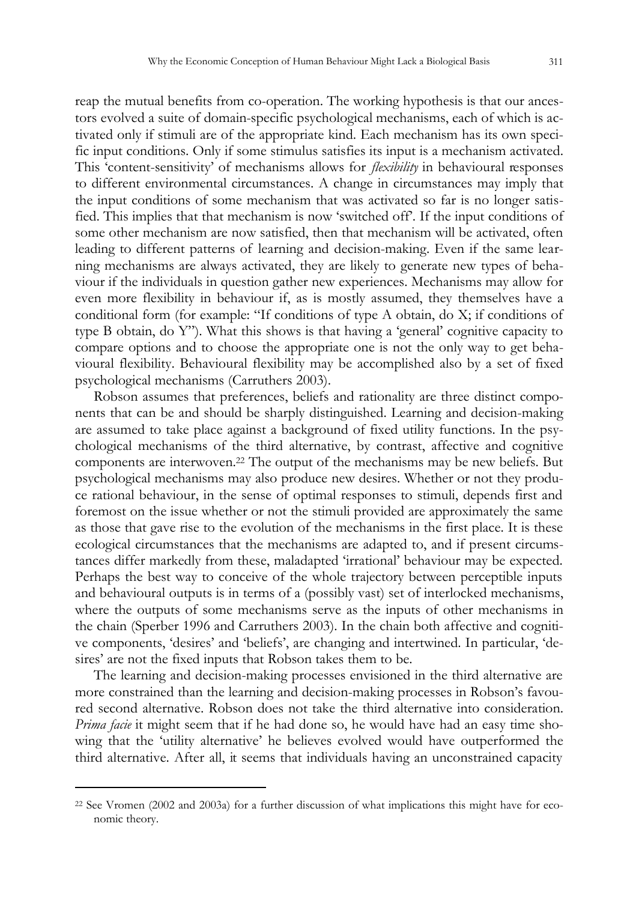reap the mutual benefits from co-operation. The working hypothesis is that our ancestors evolved a suite of domain-specific psychological mechanisms, each of which is activated only if stimuli are of the appropriate kind. Each mechanism has its own specific input conditions. Only if some stimulus satisfies its input is a mechanism activated. This 'content-sensitivity' of mechanisms allows for *flexibility* in behavioural responses to different environmental circumstances. A change in circumstances may imply that the input conditions of some mechanism that was activated so far is no longer satisfied. This implies that that mechanism is now 'switched off'. If the input conditions of some other mechanism are now satisfied, then that mechanism will be activated, often leading to different patterns of learning and decision-making. Even if the same learning mechanisms are always activated, they are likely to generate new types of behaviour if the individuals in question gather new experiences. Mechanisms may allow for even more flexibility in behaviour if, as is mostly assumed, they themselves have a conditional form (for example: "If conditions of type A obtain, do X; if conditions of type B obtain, do Y"). What this shows is that having a 'general' cognitive capacity to compare options and to choose the appropriate one is not the only way to get behavioural flexibility. Behavioural flexibility may be accomplished also by a set of fixed psychological mechanisms (Carruthers 2003).

Robson assumes that preferences, beliefs and rationality are three distinct components that can be and should be sharply distinguished. Learning and decision-making are assumed to take place against a background of fixed utility functions. In the psychological mechanisms of the third alternative, by contrast, affective and cognitive components are interwoven.[22] The output of the mechanisms may be new beliefs. But psychological mechanisms may also produce new desires. Whether or not they produce rational behaviour, in the sense of optimal responses to stimuli, depends first and foremost on the issue whether or not the stimuli provided are approximately the same as those that gave rise to the evolution of the mechanisms in the first place. It is these ecological circumstances that the mechanisms are adapted to, and if present circumstances differ markedly from these, maladapted 'irrational' behaviour may be expected. Perhaps the best way to conceive of the whole trajectory between perceptible inputs and behavioural outputs is in terms of a (possibly vast) set of interlocked mechanisms, where the outputs of some mechanisms serve as the inputs of other mechanisms in the chain (Sperber 1996 and Carruthers 2003). In the chain both affective and cognitive components, 'desires' and 'beliefs', are changing and intertwined. In particular, 'desires' are not the fixed inputs that Robson takes them to be.

The learning and decision-making processes envisioned in the third alternative are more constrained than the learning and decision-making processes in Robson's favoured second alternative. Robson does not take the third alternative into consideration. *Prima facie* it might seem that if he had done so, he would have had an easy time showing that the 'utility alternative' he believes evolved would have outperformed the third alternative. After all, it seems that individuals having an unconstrained capacity

[22] See Vromen (2002 and 2003a) for a further discussion of what implications this might have for economic theory.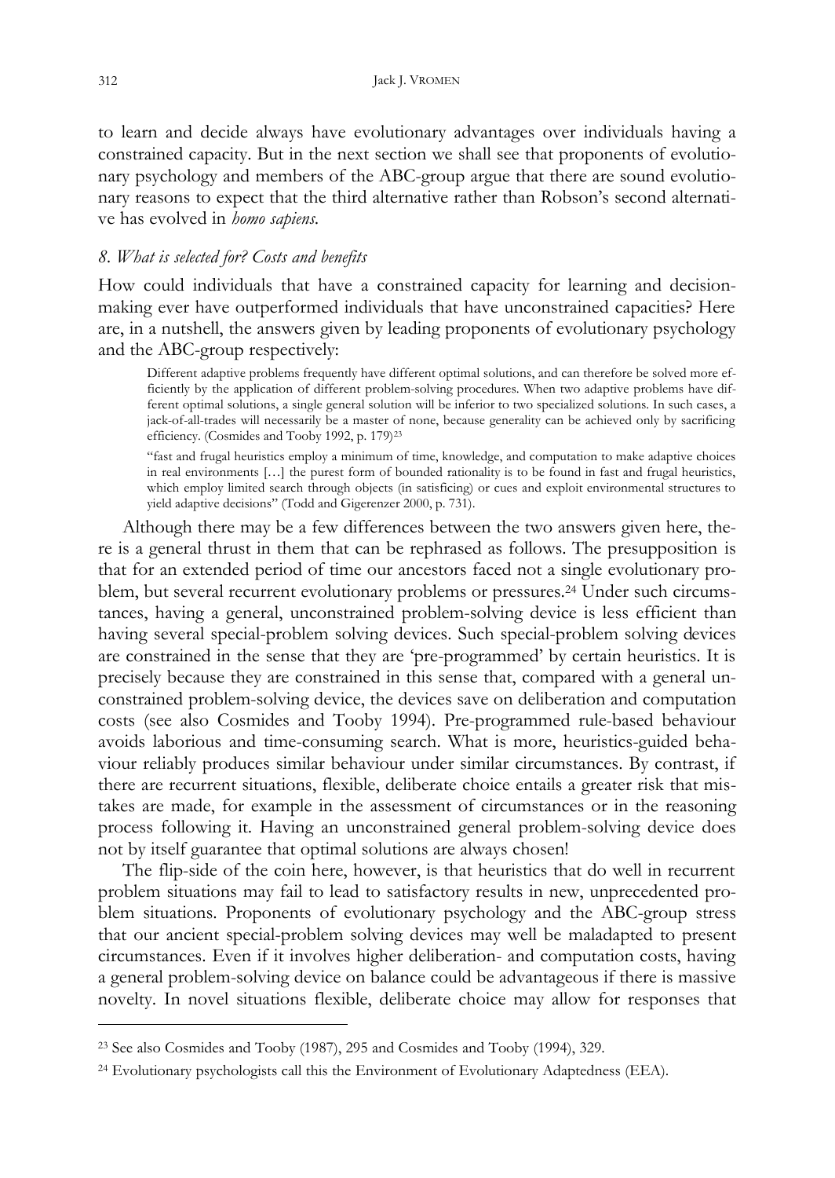to learn and decide always have evolutionary advantages over individuals having a constrained capacity. But in the next section we shall see that proponents of evolutionary psychology and members of the ABC-group argue that there are sound evolutionary reasons to expect that the third alternative rather than Robson's second alternative has evolved in *homo sapiens*.

### *8. What is selected for? Costs and benefits*

How could individuals that have a constrained capacity for learning and decision-making ever have outperformed individuals that have unconstrained capacities? Here are, in a nutshell, the answers given by leading proponents of evolutionary psychology and the ABC-group respectively:

> Different adaptive problems frequently have different optimal solutions, and can therefore be solved more efficiently by the application of different problem-solving procedures. When two adaptive problems have different optimal solutions, a single general solution will be inferior to two specialized solutions. In such cases, a jack-of-all-trades will necessarily be a master of none, because generality can be achieved only by sacrificing efficiency. (Cosmides and Tooby 1992, p. 179)[23]

> "fast and frugal heuristics employ a minimum of time, knowledge, and computation to make adaptive choices in real environments […] the purest form of bounded rationality is to be found in fast and frugal heuristics, which employ limited search through objects (in satisficing) or cues and exploit environmental structures to yield adaptive decisions" (Todd and Gigerenzer 2000, p. 731).

Although there may be a few differences between the two answers given here, there is a general thrust in them that can be rephrased as follows. The presupposition is that for an extended period of time our ancestors faced not a single evolutionary problem, but several recurrent evolutionary problems or pressures.[24] Under such circumstances, having a general, unconstrained problem-solving device is less efficient than having several special-problem solving devices. Such special-problem solving devices are constrained in the sense that they are 'pre-programmed' by certain heuristics. It is precisely because they are constrained in this sense that, compared with a general unconstrained problem-solving device, the devices save on deliberation and computation costs (see also Cosmides and Tooby 1994). Pre-programmed rule-based behaviour avoids laborious and time-consuming search. What is more, heuristics-guided behaviour reliably produces similar behaviour under similar circumstances. By contrast, if there are recurrent situations, flexible, deliberate choice entails a greater risk that mistakes are made, for example in the assessment of circumstances or in the reasoning process following it. Having an unconstrained general problem-solving device does not by itself guarantee that optimal solutions are always chosen!

The flip-side of the coin here, however, is that heuristics that do well in recurrent problem situations may fail to lead to satisfactory results in new, unprecedented problem situations. Proponents of evolutionary psychology and the ABC-group stress that our ancient special-problem solving devices may well be maladapted to present circumstances. Even if it involves higher deliberation- and computation costs, having a general problem-solving device on balance could be advantageous if there is massive novelty. In novel situations flexible, deliberate choice may allow for responses that

---

[23] See also Cosmides and Tooby (1987), 295 and Cosmides and Tooby (1994), 329.

[24] Evolutionary psychologists call this the Environment of Evolutionary Adaptedness (EEA).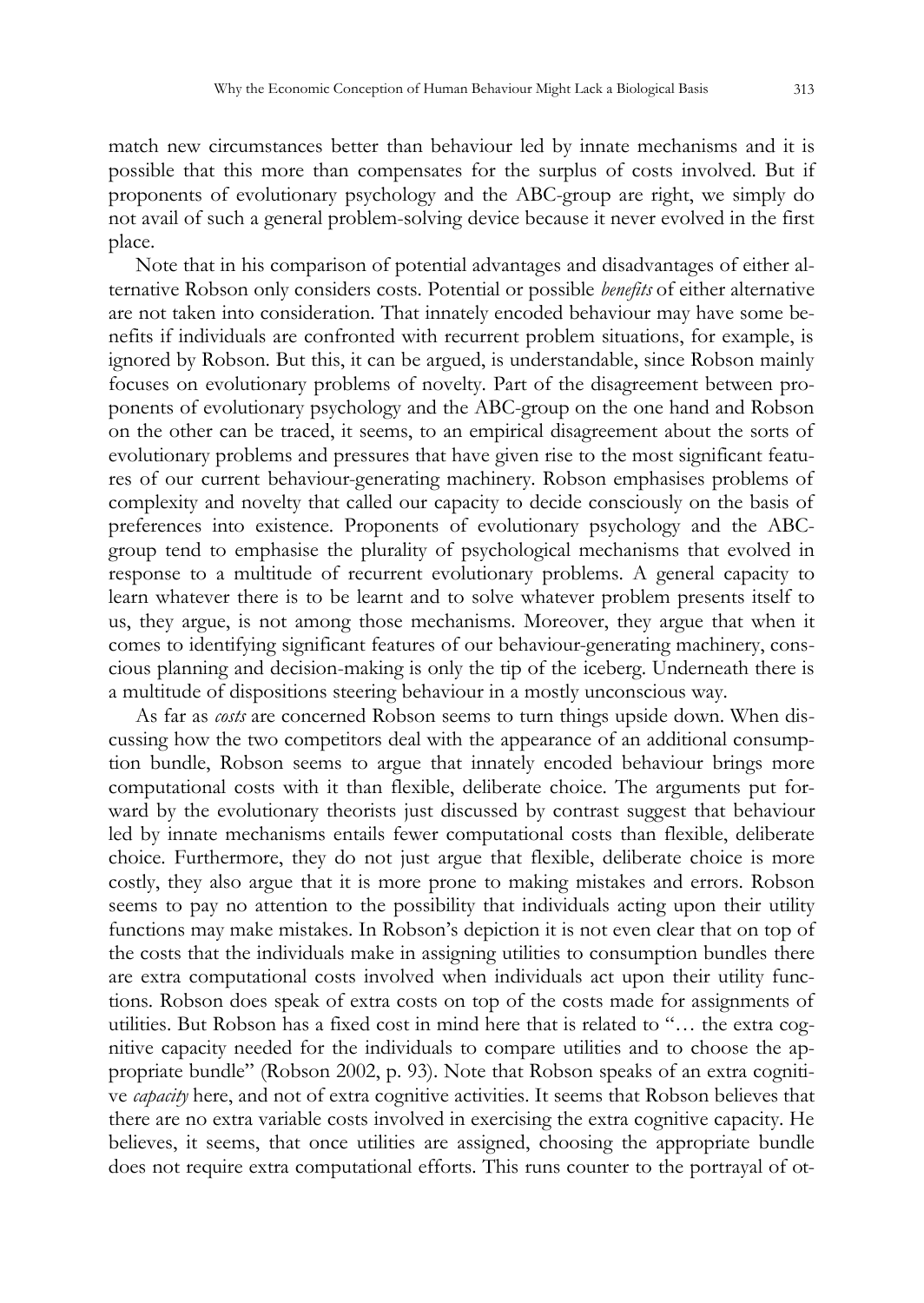match new circumstances better than behaviour led by innate mechanisms and it is possible that this more than compensates for the surplus of costs involved. But if proponents of evolutionary psychology and the ABC-group are right, we simply do not avail of such a general problem-solving device because it never evolved in the first place.

Note that in his comparison of potential advantages and disadvantages of either alternative Robson only considers costs. Potential or possible *benefits* of either alternative are not taken into consideration. That innately encoded behaviour may have some benefits if individuals are confronted with recurrent problem situations, for example, is ignored by Robson. But this, it can be argued, is understandable, since Robson mainly focuses on evolutionary problems of novelty. Part of the disagreement between proponents of evolutionary psychology and the ABC-group on the one hand and Robson on the other can be traced, it seems, to an empirical disagreement about the sorts of evolutionary problems and pressures that have given rise to the most significant features of our current behaviour-generating machinery. Robson emphasises problems of complexity and novelty that called our capacity to decide consciously on the basis of preferences into existence. Proponents of evolutionary psychology and the ABC-group tend to emphasise the plurality of psychological mechanisms that evolved in response to a multitude of recurrent evolutionary problems. A general capacity to learn whatever there is to be learnt and to solve whatever problem presents itself to us, they argue, is not among those mechanisms. Moreover, they argue that when it comes to identifying significant features of our behaviour-generating machinery, conscious planning and decision-making is only the tip of the iceberg. Underneath there is a multitude of dispositions steering behaviour in a mostly unconscious way.

As far as *costs* are concerned Robson seems to turn things upside down. When discussing how the two competitors deal with the appearance of an additional consumption bundle, Robson seems to argue that innately encoded behaviour brings more computational costs with it than flexible, deliberate choice. The arguments put forward by the evolutionary theorists just discussed by contrast suggest that behaviour led by innate mechanisms entails fewer computational costs than flexible, deliberate choice. Furthermore, they do not just argue that flexible, deliberate choice is more costly, they also argue that it is more prone to making mistakes and errors. Robson seems to pay no attention to the possibility that individuals acting upon their utility functions may make mistakes. In Robson's depiction it is not even clear that on top of the costs that the individuals make in assigning utilities to consumption bundles there are extra computational costs involved when individuals act upon their utility functions. Robson does speak of extra costs on top of the costs made for assignments of utilities. But Robson has a fixed cost in mind here that is related to "… the extra cognitive capacity needed for the individuals to compare utilities and to choose the appropriate bundle" (Robson 2002, p. 93). Note that Robson speaks of an extra cognitive *capacity* here, and not of extra cognitive activities. It seems that Robson believes that there are no extra variable costs involved in exercising the extra cognitive capacity. He believes, it seems, that once utilities are assigned, choosing the appropriate bundle does not require extra computational efforts. This runs counter to the portrayal of ot-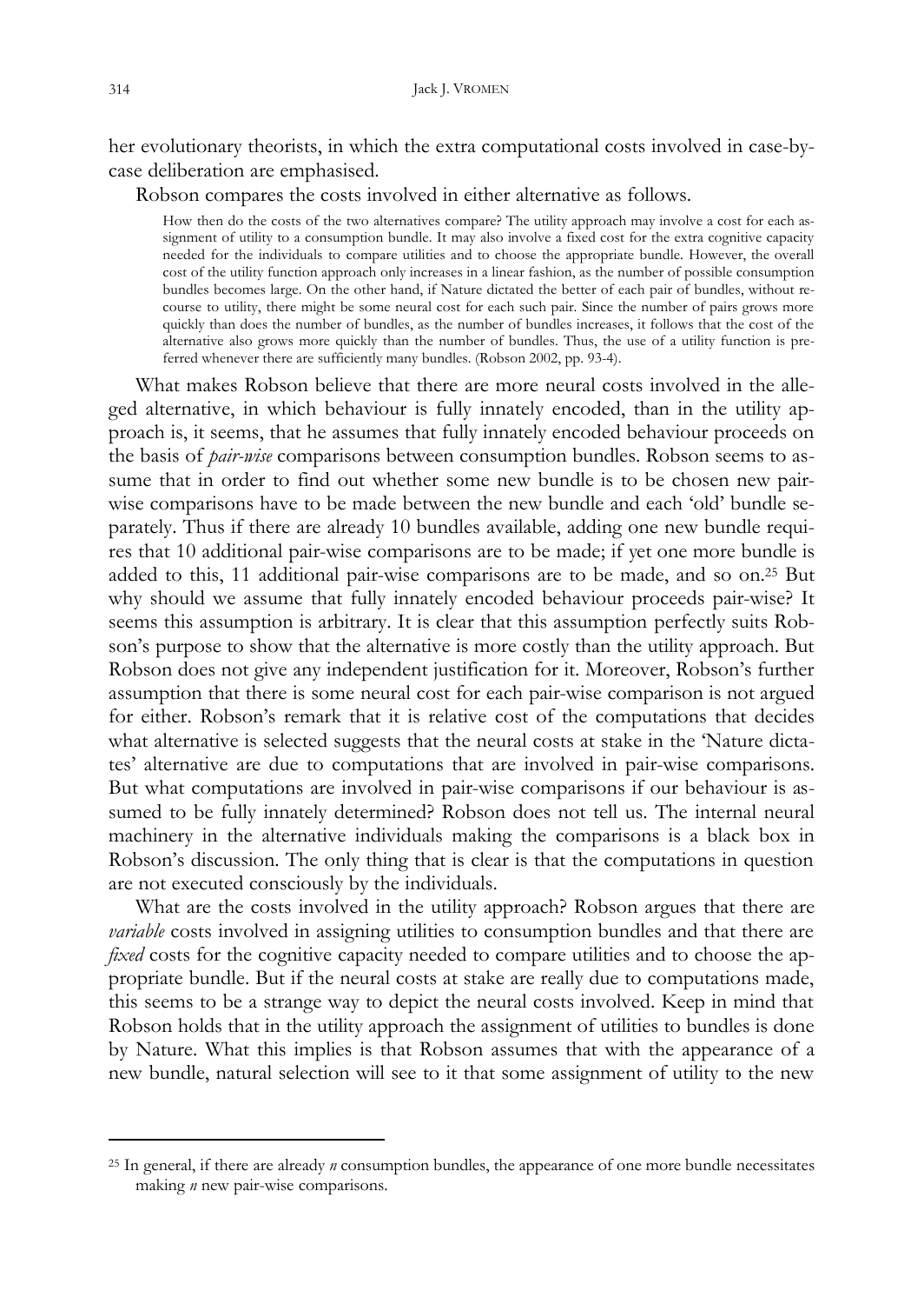her evolutionary theorists, in which the extra computational costs involved in case-by-case deliberation are emphasised.

Robson compares the costs involved in either alternative as follows.

> How then do the costs of the two alternatives compare? The utility approach may involve a cost for each assignment of utility to a consumption bundle. It may also involve a fixed cost for the extra cognitive capacity needed for the individuals to compare utilities and to choose the appropriate bundle. However, the overall cost of the utility function approach only increases in a linear fashion, as the number of possible consumption bundles becomes large. On the other hand, if Nature dictated the better of each pair of bundles, without recourse to utility, there might be some neural cost for each such pair. Since the number of pairs grows more quickly than does the number of bundles, as the number of bundles increases, it follows that the cost of the alternative also grows more quickly than the number of bundles. Thus, the use of a utility function is preferred whenever there are sufficiently many bundles. (Robson 2002, pp. 93-4).

What makes Robson believe that there are more neural costs involved in the alleged alternative, in which behaviour is fully innately encoded, than in the utility approach is, it seems, that he assumes that fully innately encoded behaviour proceeds on the basis of *pair-wise* comparisons between consumption bundles. Robson seems to assume that in order to find out whether some new bundle is to be chosen new pair-wise comparisons have to be made between the new bundle and each 'old' bundle separately. Thus if there are already 10 bundles available, adding one new bundle requires that 10 additional pair-wise comparisons are to be made; if yet one more bundle is added to this, 11 additional pair-wise comparisons are to be made, and so on.[25] But why should we assume that fully innately encoded behaviour proceeds pair-wise? It seems this assumption is arbitrary. It is clear that this assumption perfectly suits Robson's purpose to show that the alternative is more costly than the utility approach. But Robson does not give any independent justification for it. Moreover, Robson's further assumption that there is some neural cost for each pair-wise comparison is not argued for either. Robson's remark that it is relative cost of the computations that decides what alternative is selected suggests that the neural costs at stake in the 'Nature dictates' alternative are due to computations that are involved in pair-wise comparisons. But what computations are involved in pair-wise comparisons if our behaviour is assumed to be fully innately determined? Robson does not tell us. The internal neural machinery in the alternative individuals making the comparisons is a black box in Robson's discussion. The only thing that is clear is that the computations in question are not executed consciously by the individuals.

What are the costs involved in the utility approach? Robson argues that there are *variable* costs involved in assigning utilities to consumption bundles and that there are *fixed* costs for the cognitive capacity needed to compare utilities and to choose the appropriate bundle. But if the neural costs at stake are really due to computations made, this seems to be a strange way to depict the neural costs involved. Keep in mind that Robson holds that in the utility approach the assignment of utilities to bundles is done by Nature. What this implies is that Robson assumes that with the appearance of a new bundle, natural selection will see to it that some assignment of utility to the new

---

[25] In general, if there are already $n$ consumption bundles, the appearance of one more bundle necessitates making $n$ new pair-wise comparisons.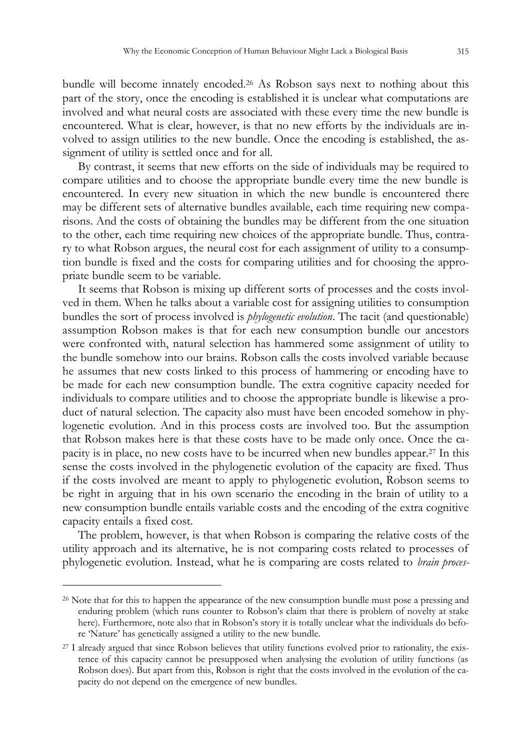bundle will become innately encoded.[26] As Robson says next to nothing about this part of the story, once the encoding is established it is unclear what computations are involved and what neural costs are associated with these every time the new bundle is encountered. What is clear, however, is that no new efforts by the individuals are involved to assign utilities to the new bundle. Once the encoding is established, the assignment of utility is settled once and for all.

By contrast, it seems that new efforts on the side of individuals may be required to compare utilities and to choose the appropriate bundle every time the new bundle is encountered. In every new situation in which the new bundle is encountered there may be different sets of alternative bundles available, each time requiring new comparisons. And the costs of obtaining the bundles may be different from the one situation to the other, each time requiring new choices of the appropriate bundle. Thus, contrary to what Robson argues, the neural cost for each assignment of utility to a consumption bundle is fixed and the costs for comparing utilities and for choosing the appropriate bundle seem to be variable.

It seems that Robson is mixing up different sorts of processes and the costs involved in them. When he talks about a variable cost for assigning utilities to consumption bundles the sort of process involved is *phylogenetic evolution*. The tacit (and questionable) assumption Robson makes is that for each new consumption bundle our ancestors were confronted with, natural selection has hammered some assignment of utility to the bundle somehow into our brains. Robson calls the costs involved variable because he assumes that new costs linked to this process of hammering or encoding have to be made for each new consumption bundle. The extra cognitive capacity needed for individuals to compare utilities and to choose the appropriate bundle is likewise a product of natural selection. The capacity also must have been encoded somehow in phylogenetic evolution. And in this process costs are involved too. But the assumption that Robson makes here is that these costs have to be made only once. Once the capacity is in place, no new costs have to be incurred when new bundles appear.[27] In this sense the costs involved in the phylogenetic evolution of the capacity are fixed. Thus if the costs involved are meant to apply to phylogenetic evolution, Robson seems to be right in arguing that in his own scenario the encoding in the brain of utility to a new consumption bundle entails variable costs and the encoding of the extra cognitive capacity entails a fixed cost.

The problem, however, is that when Robson is comparing the relative costs of the utility approach and its alternative, he is not comparing costs related to processes of phylogenetic evolution. Instead, what he is comparing are costs related to *brain proces-*

---

[26] Note that for this to happen the appearance of the new consumption bundle must pose a pressing and enduring problem (which runs counter to Robson's claim that there is problem of novelty at stake here). Furthermore, note also that in Robson's story it is totally unclear what the individuals do before 'Nature' has genetically assigned a utility to the new bundle.

[27] I already argued that since Robson believes that utility functions evolved prior to rationality, the existence of this capacity cannot be presupposed when analysing the evolution of utility functions (as Robson does). But apart from this, Robson is right that the costs involved in the evolution of the capacity do not depend on the emergence of new bundles.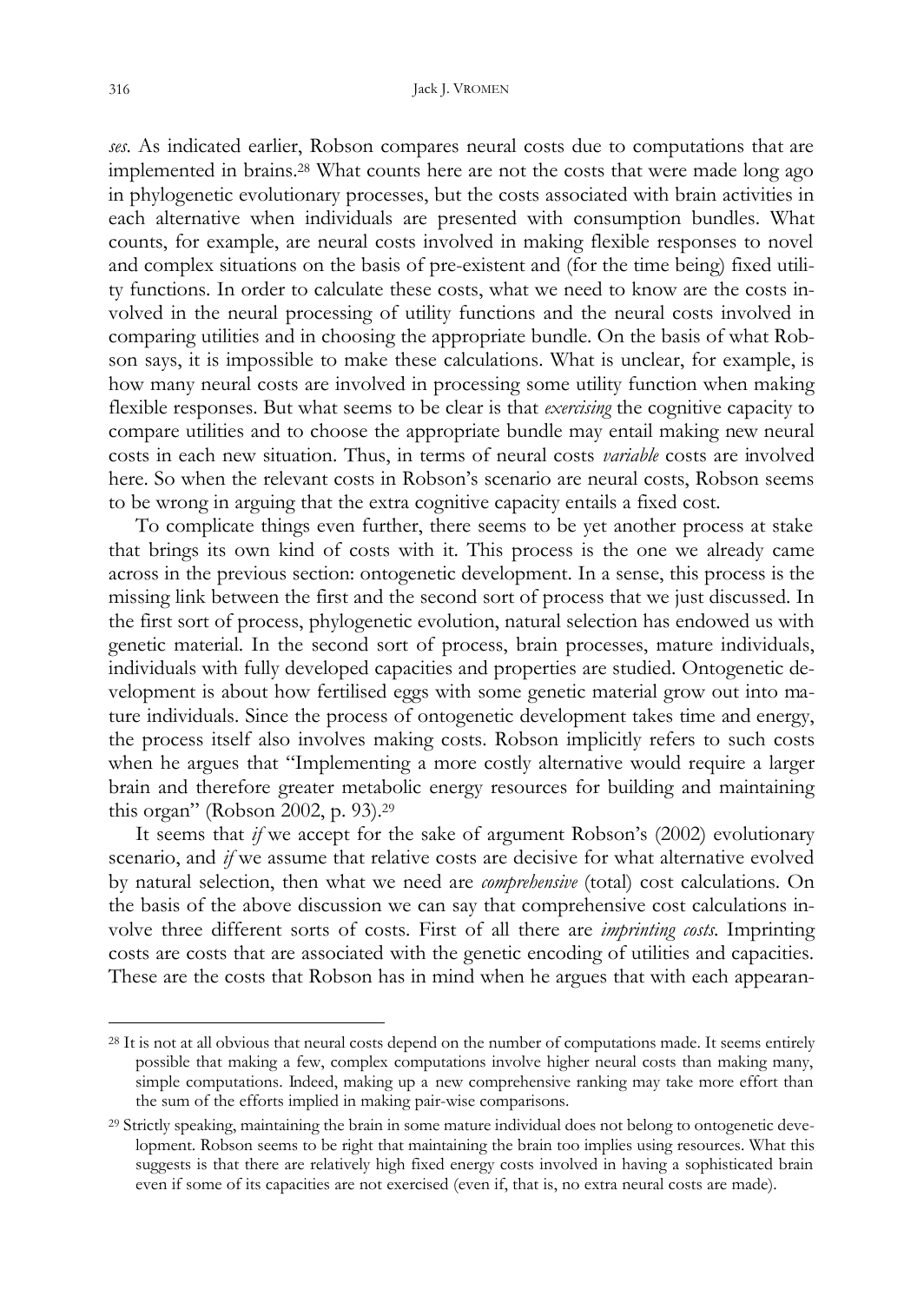*ses*. As indicated earlier, Robson compares neural costs due to computations that are implemented in brains.[28] What counts here are not the costs that were made long ago in phylogenetic evolutionary processes, but the costs associated with brain activities in each alternative when individuals are presented with consumption bundles. What counts, for example, are neural costs involved in making flexible responses to novel and complex situations on the basis of pre-existent and (for the time being) fixed utility functions. In order to calculate these costs, what we need to know are the costs involved in the neural processing of utility functions and the neural costs involved in comparing utilities and in choosing the appropriate bundle. On the basis of what Robson says, it is impossible to make these calculations. What is unclear, for example, is how many neural costs are involved in processing some utility function when making flexible responses. But what seems to be clear is that *exercising* the cognitive capacity to compare utilities and to choose the appropriate bundle may entail making new neural costs in each new situation. Thus, in terms of neural costs *variable* costs are involved here. So when the relevant costs in Robson's scenario are neural costs, Robson seems to be wrong in arguing that the extra cognitive capacity entails a fixed cost.

To complicate things even further, there seems to be yet another process at stake that brings its own kind of costs with it. This process is the one we already came across in the previous section: ontogenetic development. In a sense, this process is the missing link between the first and the second sort of process that we just discussed. In the first sort of process, phylogenetic evolution, natural selection has endowed us with genetic material. In the second sort of process, brain processes, mature individuals, individuals with fully developed capacities and properties are studied. Ontogenetic development is about how fertilised eggs with some genetic material grow out into mature individuals. Since the process of ontogenetic development takes time and energy, the process itself also involves making costs. Robson implicitly refers to such costs when he argues that "Implementing a more costly alternative would require a larger brain and therefore greater metabolic energy resources for building and maintaining this organ" (Robson 2002, p. 93).[29]

It seems that *if* we accept for the sake of argument Robson's (2002) evolutionary scenario, and *if* we assume that relative costs are decisive for what alternative evolved by natural selection, then what we need are *comprehensive* (total) cost calculations. On the basis of the above discussion we can say that comprehensive cost calculations involve three different sorts of costs. First of all there are *imprinting costs*. Imprinting costs are costs that are associated with the genetic encoding of utilities and capacities. These are the costs that Robson has in mind when he argues that with each appearan-

---

[28] It is not at all obvious that neural costs depend on the number of computations made. It seems entirely possible that making a few, complex computations involve higher neural costs than making many, simple computations. Indeed, making up a new comprehensive ranking may take more effort than the sum of the efforts implied in making pair-wise comparisons.

[29] Strictly speaking, maintaining the brain in some mature individual does not belong to ontogenetic development. Robson seems to be right that maintaining the brain too implies using resources. What this suggests is that there are relatively high fixed energy costs involved in having a sophisticated brain even if some of its capacities are not exercised (even if, that is, no extra neural costs are made).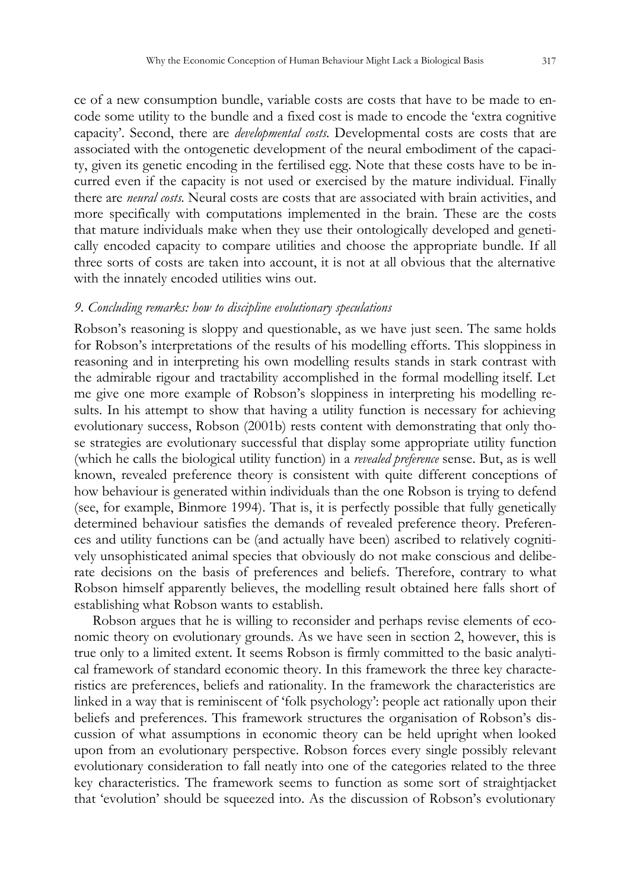ce of a new consumption bundle, variable costs are costs that have to be made to encode some utility to the bundle and a fixed cost is made to encode the 'extra cognitive capacity'. Second, there are *developmental costs*. Developmental costs are costs that are associated with the ontogenetic development of the neural embodiment of the capacity, given its genetic encoding in the fertilised egg. Note that these costs have to be incurred even if the capacity is not used or exercised by the mature individual. Finally there are *neural costs*. Neural costs are costs that are associated with brain activities, and more specifically with computations implemented in the brain. These are the costs that mature individuals make when they use their ontologically developed and genetically encoded capacity to compare utilities and choose the appropriate bundle. If all three sorts of costs are taken into account, it is not at all obvious that the alternative with the innately encoded utilities wins out.

### *9. Concluding remarks: how to discipline evolutionary speculations*

Robson's reasoning is sloppy and questionable, as we have just seen. The same holds for Robson's interpretations of the results of his modelling efforts. This sloppiness in reasoning and in interpreting his own modelling results stands in stark contrast with the admirable rigour and tractability accomplished in the formal modelling itself. Let me give one more example of Robson's sloppiness in interpreting his modelling results. In his attempt to show that having a utility function is necessary for achieving evolutionary success, Robson (2001b) rests content with demonstrating that only those strategies are evolutionary successful that display some appropriate utility function (which he calls the biological utility function) in a *revealed preference* sense. But, as is well known, revealed preference theory is consistent with quite different conceptions of how behaviour is generated within individuals than the one Robson is trying to defend (see, for example, Binmore 1994). That is, it is perfectly possible that fully genetically determined behaviour satisfies the demands of revealed preference theory. Preferences and utility functions can be (and actually have been) ascribed to relatively cognitively unsophisticated animal species that obviously do not make conscious and deliberate decisions on the basis of preferences and beliefs. Therefore, contrary to what Robson himself apparently believes, the modelling result obtained here falls short of establishing what Robson wants to establish.

Robson argues that he is willing to reconsider and perhaps revise elements of economic theory on evolutionary grounds. As we have seen in section 2, however, this is true only to a limited extent. It seems Robson is firmly committed to the basic analytical framework of standard economic theory. In this framework the three key characteristics are preferences, beliefs and rationality. In the framework the characteristics are linked in a way that is reminiscent of 'folk psychology': people act rationally upon their beliefs and preferences. This framework structures the organisation of Robson's discussion of what assumptions in economic theory can be held upright when looked upon from an evolutionary perspective. Robson forces every single possibly relevant evolutionary consideration to fall neatly into one of the categories related to the three key characteristics. The framework seems to function as some sort of straightjacket that 'evolution' should be squeezed into. As the discussion of Robson's evolutionary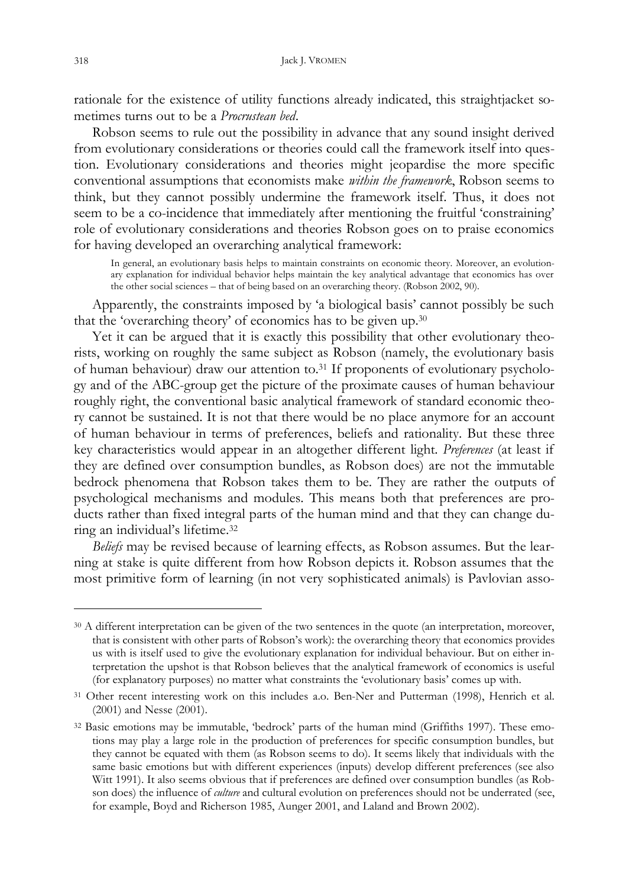rationale for the existence of utility functions already indicated, this straightjacket sometimes turns out to be a *Procrustean bed*.

Robson seems to rule out the possibility in advance that any sound insight derived from evolutionary considerations or theories could call the framework itself into question. Evolutionary considerations and theories might jeopardise the more specific conventional assumptions that economists make *within the framework*, Robson seems to think, but they cannot possibly undermine the framework itself. Thus, it does not seem to be a co-incidence that immediately after mentioning the fruitful 'constraining' role of evolutionary considerations and theories Robson goes on to praise economics for having developed an overarching analytical framework:

> In general, an evolutionary basis helps to maintain constraints on economic theory. Moreover, an evolutionary explanation for individual behavior helps maintain the key analytical advantage that economics has over the other social sciences – that of being based on an overarching theory. (Robson 2002, 90).

Apparently, the constraints imposed by 'a biological basis' cannot possibly be such that the 'overarching theory' of economics has to be given up.[30]

Yet it can be argued that it is exactly this possibility that other evolutionary theorists, working on roughly the same subject as Robson (namely, the evolutionary basis of human behaviour) draw our attention to.[31] If proponents of evolutionary psychology and of the ABC-group get the picture of the proximate causes of human behaviour roughly right, the conventional basic analytical framework of standard economic theory cannot be sustained. It is not that there would be no place anymore for an account of human behaviour in terms of preferences, beliefs and rationality. But these three key characteristics would appear in an altogether different light. *Preferences* (at least if they are defined over consumption bundles, as Robson does) are not the immutable bedrock phenomena that Robson takes them to be. They are rather the outputs of psychological mechanisms and modules. This means both that preferences are products rather than fixed integral parts of the human mind and that they can change during an individual's lifetime.[32]

*Beliefs* may be revised because of learning effects, as Robson assumes. But the learning at stake is quite different from how Robson depicts it. Robson assumes that the most primitive form of learning (in not very sophisticated animals) is Pavlovian asso-

---

[30] A different interpretation can be given of the two sentences in the quote (an interpretation, moreover, that is consistent with other parts of Robson's work): the overarching theory that economics provides us with is itself used to give the evolutionary explanation for individual behaviour. But on either interpretation the upshot is that Robson believes that the analytical framework of economics is useful (for explanatory purposes) no matter what constraints the 'evolutionary basis' comes up with.

[31] Other recent interesting work on this includes a.o. Ben-Ner and Putterman (1998), Henrich et al. (2001) and Nesse (2001).

[32] Basic emotions may be immutable, 'bedrock' parts of the human mind (Griffiths 1997). These emotions may play a large role in the production of preferences for specific consumption bundles, but they cannot be equated with them (as Robson seems to do). It seems likely that individuals with the same basic emotions but with different experiences (inputs) develop different preferences (see also Witt 1991). It also seems obvious that if preferences are defined over consumption bundles (as Robson does) the influence of *culture* and cultural evolution on preferences should not be underrated (see, for example, Boyd and Richerson 1985, Aunger 2001, and Laland and Brown 2002).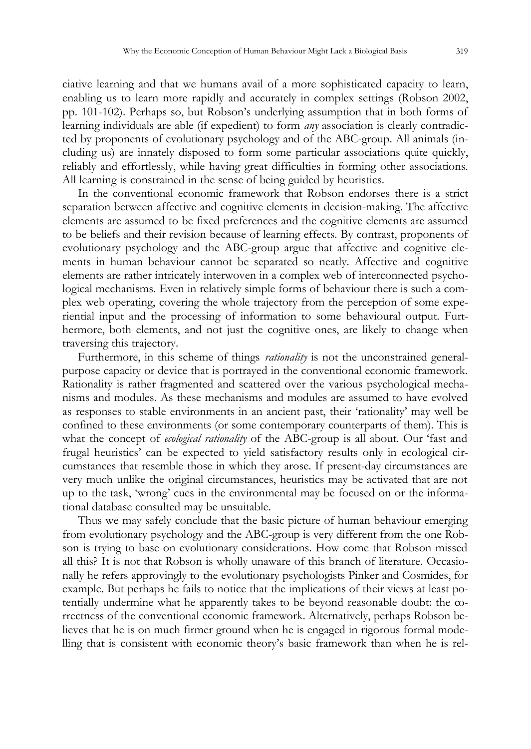ciative learning and that we humans avail of a more sophisticated capacity to learn, enabling us to learn more rapidly and accurately in complex settings (Robson 2002, pp. 101-102). Perhaps so, but Robson's underlying assumption that in both forms of learning individuals are able (if expedient) to form *any* association is clearly contradicted by proponents of evolutionary psychology and of the ABC-group. All animals (including us) are innately disposed to form some particular associations quite quickly, reliably and effortlessly, while having great difficulties in forming other associations. All learning is constrained in the sense of being guided by heuristics.

In the conventional economic framework that Robson endorses there is a strict separation between affective and cognitive elements in decision-making. The affective elements are assumed to be fixed preferences and the cognitive elements are assumed to be beliefs and their revision because of learning effects. By contrast, proponents of evolutionary psychology and the ABC-group argue that affective and cognitive elements in human behaviour cannot be separated so neatly. Affective and cognitive elements are rather intricately interwoven in a complex web of interconnected psychological mechanisms. Even in relatively simple forms of behaviour there is such a complex web operating, covering the whole trajectory from the perception of some experiential input and the processing of information to some behavioural output. Furthermore, both elements, and not just the cognitive ones, are likely to change when traversing this trajectory.

Furthermore, in this scheme of things *rationality* is not the unconstrained general-purpose capacity or device that is portrayed in the conventional economic framework. Rationality is rather fragmented and scattered over the various psychological mechanisms and modules. As these mechanisms and modules are assumed to have evolved as responses to stable environments in an ancient past, their 'rationality' may well be confined to these environments (or some contemporary counterparts of them). This is what the concept of *ecological rationality* of the ABC-group is all about. Our 'fast and frugal heuristics' can be expected to yield satisfactory results only in ecological circumstances that resemble those in which they arose. If present-day circumstances are very much unlike the original circumstances, heuristics may be activated that are not up to the task, 'wrong' cues in the environmental may be focused on or the informational database consulted may be unsuitable.

Thus we may safely conclude that the basic picture of human behaviour emerging from evolutionary psychology and the ABC-group is very different from the one Robson is trying to base on evolutionary considerations. How come that Robson missed all this? It is not that Robson is wholly unaware of this branch of literature. Occasionally he refers approvingly to the evolutionary psychologists Pinker and Cosmides, for example. But perhaps he fails to notice that the implications of their views at least potentially undermine what he apparently takes to be beyond reasonable doubt: the correctness of the conventional economic framework. Alternatively, perhaps Robson believes that he is on much firmer ground when he is engaged in rigorous formal modelling that is consistent with economic theory's basic framework than when he is rel-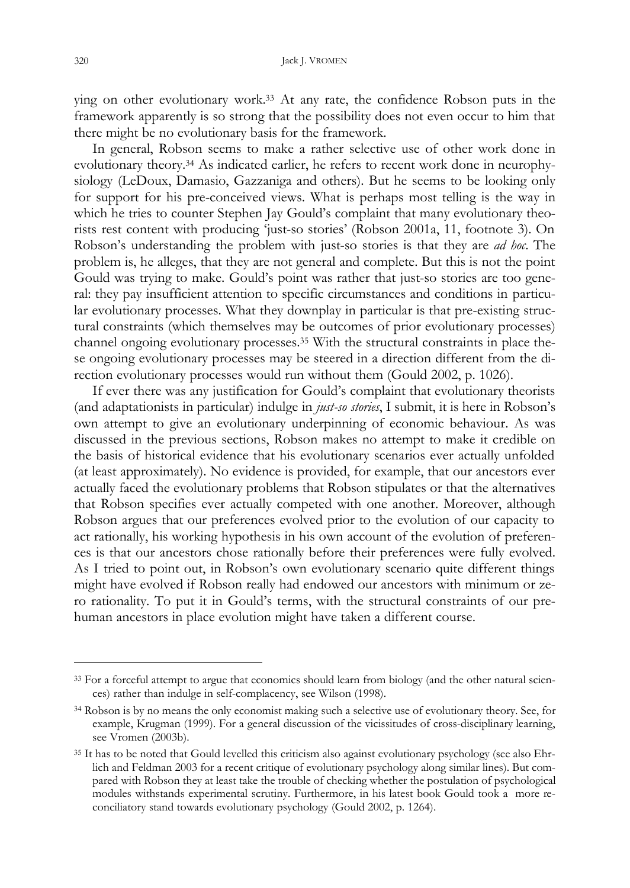ying on other evolutionary work.[33] At any rate, the confidence Robson puts in the framework apparently is so strong that the possibility does not even occur to him that there might be no evolutionary basis for the framework.

In general, Robson seems to make a rather selective use of other work done in evolutionary theory.[34] As indicated earlier, he refers to recent work done in neurophysiology (LeDoux, Damasio, Gazzaniga and others). But he seems to be looking only for support for his pre-conceived views. What is perhaps most telling is the way in which he tries to counter Stephen Jay Gould's complaint that many evolutionary theorists rest content with producing 'just-so stories' (Robson 2001a, 11, footnote 3). On Robson's understanding the problem with just-so stories is that they are *ad hoc*. The problem is, he alleges, that they are not general and complete. But this is not the point Gould was trying to make. Gould's point was rather that just-so stories are too general: they pay insufficient attention to specific circumstances and conditions in particular evolutionary processes. What they downplay in particular is that pre-existing structural constraints (which themselves may be outcomes of prior evolutionary processes) channel ongoing evolutionary processes.[35] With the structural constraints in place these ongoing evolutionary processes may be steered in a direction different from the direction evolutionary processes would run without them (Gould 2002, p. 1026).

If ever there was any justification for Gould's complaint that evolutionary theorists (and adaptationists in particular) indulge in *just-so stories*, I submit, it is here in Robson's own attempt to give an evolutionary underpinning of economic behaviour. As was discussed in the previous sections, Robson makes no attempt to make it credible on the basis of historical evidence that his evolutionary scenarios ever actually unfolded (at least approximately). No evidence is provided, for example, that our ancestors ever actually faced the evolutionary problems that Robson stipulates or that the alternatives that Robson specifies ever actually competed with one another. Moreover, although Robson argues that our preferences evolved prior to the evolution of our capacity to act rationally, his working hypothesis in his own account of the evolution of preferences is that our ancestors chose rationally before their preferences were fully evolved. As I tried to point out, in Robson's own evolutionary scenario quite different things might have evolved if Robson really had endowed our ancestors with minimum or zero rationality. To put it in Gould's terms, with the structural constraints of our prehuman ancestors in place evolution might have taken a different course.

---

[33] For a forceful attempt to argue that economics should learn from biology (and the other natural sciences) rather than indulge in self-complacency, see Wilson (1998).

[34] Robson is by no means the only economist making such a selective use of evolutionary theory. See, for example, Krugman (1999). For a general discussion of the vicissitudes of cross-disciplinary learning, see Vromen (2003b).

[35] It has to be noted that Gould levelled this criticism also against evolutionary psychology (see also Ehrlich and Feldman 2003 for a recent critique of evolutionary psychology along similar lines). But compared with Robson they at least take the trouble of checking whether the postulation of psychological modules withstands experimental scrutiny. Furthermore, in his latest book Gould took a more reconciliatory stand towards evolutionary psychology (Gould 2002, p. 1264).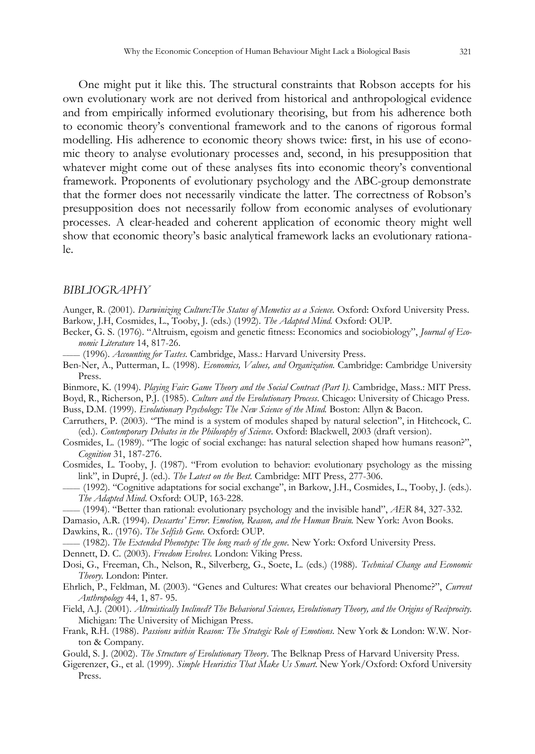One might put it like this. The structural constraints that Robson accepts for his own evolutionary work are not derived from historical and anthropological evidence and from empirically informed evolutionary theorising, but from his adherence both to economic theory's conventional framework and to the canons of rigorous formal modelling. His adherence to economic theory shows twice: first, in his use of economic theory to analyse evolutionary processes and, second, in his presupposition that whatever might come out of these analyses fits into economic theory's conventional framework. Proponents of evolutionary psychology and the ABC-group demonstrate that the former does not necessarily vindicate the latter. The correctness of Robson's presupposition does not necessarily follow from economic analyses of evolutionary processes. A clear-headed and coherent application of economic theory might well show that economic theory's basic analytical framework lacks an evolutionary rationale.

## *BIBLIOGRAPHY*

Aunger, R. (2001). *Darwinizing Culture:The Status of Memetics as a Science.* Oxford: Oxford University Press.

Barkow, J.H, Cosmides, L., Tooby, J. (eds.) (1992). *The Adapted Mind.* Oxford: OUP.

Becker, G. S. (1976). "Altruism, egoism and genetic fitness: Economics and sociobiology", *Journal of Economic Literature* 14, 817-26.

—— (1996). *Accounting for Tastes.* Cambridge, Mass.: Harvard University Press.

Ben-Ner, A., Putterman, L. (1998). *Economics, Values, and Organization.* Cambridge: Cambridge University Press.

Binmore, K. (1994). *Playing Fair: Game Theory and the Social Contract (Part I).* Cambridge, Mass.: MIT Press.

Boyd, R., Richerson, P.J. (1985). *Culture and the Evolutionary Process.* Chicago: University of Chicago Press.

Buss, D.M. (1999). *Evolutionary Psychology: The New Science of the Mind.* Boston: Allyn & Bacon.

Carruthers, P. (2003). "The mind is a system of modules shaped by natural selection", in Hitchcock, C. (ed.). *Contemporary Debates in the Philosophy of Science.* Oxford: Blackwell, 2003 (draft version).

Cosmides, L. (1989). "The logic of social exchange: has natural selection shaped how humans reason?", *Cognition* 31, 187-276.

Cosmides, L. Tooby, J. (1987). "From evolution to behavior: evolutionary psychology as the missing link", in Dupré, J. (ed.). *The Latest on the Best.* Cambridge: MIT Press, 277-306.

—— (1992). "Cognitive adaptations for social exchange", in Barkow, J.H., Cosmides, L., Tooby, J. (eds.). *The Adapted Mind.* Oxford: OUP, 163-228.

—— (1994). "Better than rational: evolutionary psychology and the invisible hand", *AER* 84, 327-332.

Damasio, A.R. (1994). *Descartes' Error. Emotion, Reason, and the Human Brain.* New York: Avon Books.

Dawkins, R.. (1976). *The Selfish Gene.* Oxford: OUP.

—— (1982). *The Extended Phenotype: The long reach of the gene.* New York: Oxford University Press.

Dennett, D. C. (2003). *Freedom Evolves.* London: Viking Press.

Dosi, G., Freeman, Ch., Nelson, R., Silverberg, G., Soete, L. (eds.) (1988). *Technical Change and Economic Theory.* London: Pinter.

Ehrlich, P., Feldman, M. (2003). "Genes and Cultures: What creates our behavioral Phenome?", *Current Anthropology* 44, 1, 87- 95.

Field, A.J. (2001). *Altruistically Inclined? The Behavioral Sciences, Evolutionary Theory, and the Origins of Reciprocity.* Michigan: The University of Michigan Press.

Frank, R.H. (1988). *Passions within Reason: The Strategic Role of Emotions.* New York & London: W.W. Norton & Company.

Gould, S. J. (2002). *The Structure of Evolutionary Theory.* The Belknap Press of Harvard University Press.

Gigerenzer, G., et al. (1999). *Simple Heuristics That Make Us Smart.* New York/Oxford: Oxford University Press.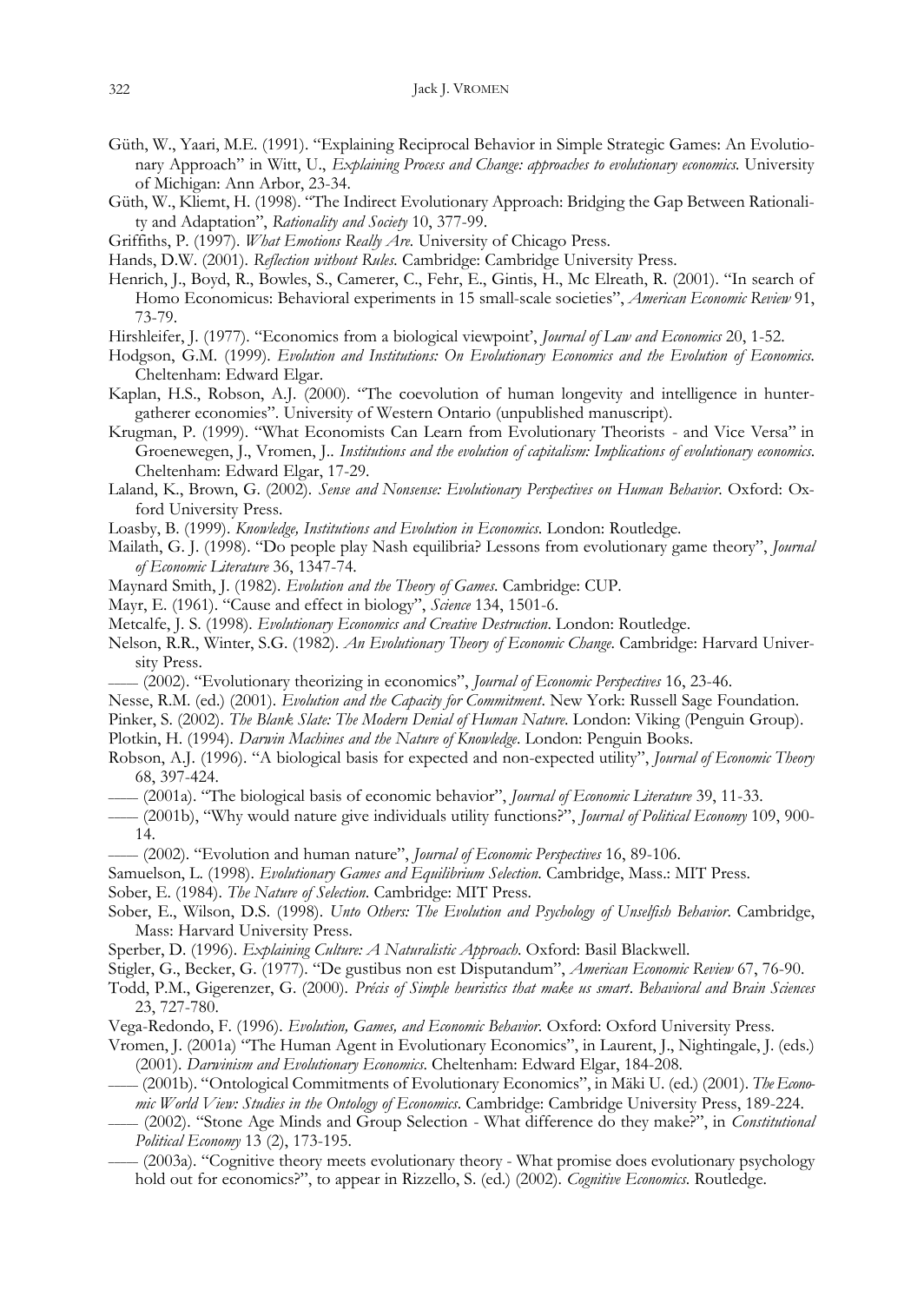Güth, W., Yaari, M.E. (1991). "Explaining Reciprocal Behavior in Simple Strategic Games: An Evolutionary Approach" in Witt, U., *Explaining Process and Change: approaches to evolutionary economics*. University of Michigan: Ann Arbor, 23-34.

Güth, W., Kliemt, H. (1998). "The Indirect Evolutionary Approach: Bridging the Gap Between Rationality and Adaptation", *Rationality and Society* 10, 377-99.

Griffiths, P. (1997). *What Emotions Really Are*. University of Chicago Press.

Hands, D.W. (2001). *Reflection without Rules*. Cambridge: Cambridge University Press.

Henrich, J., Boyd, R., Bowles, S., Camerer, C., Fehr, E., Gintis, H., Mc Elreath, R. (2001). "In search of Homo Economicus: Behavioral experiments in 15 small-scale societies", *American Economic Review* 91, 73-79.

Hirshleifer, J. (1977). "Economics from a biological viewpoint', *Journal of Law and Economics* 20, 1-52.

Hodgson, G.M. (1999). *Evolution and Institutions: On Evolutionary Economics and the Evolution of Economics*. Cheltenham: Edward Elgar.

Kaplan, H.S., Robson, A.J. (2000). "The coevolution of human longevity and intelligence in hunter-gatherer economies". University of Western Ontario (unpublished manuscript).

Krugman, P. (1999). "What Economists Can Learn from Evolutionary Theorists - and Vice Versa" in Groenewegen, J., Vromen, J.. *Institutions and the evolution of capitalism: Implications of evolutionary economics*. Cheltenham: Edward Elgar, 17-29.

Laland, K., Brown, G. (2002). *Sense and Nonsense: Evolutionary Perspectives on Human Behavior*. Oxford: Oxford University Press.

Loasby, B. (1999). *Knowledge, Institutions and Evolution in Economics*. London: Routledge.

Mailath, G. J. (1998). "Do people play Nash equilibria? Lessons from evolutionary game theory", *Journal of Economic Literature* 36, 1347-74.

Maynard Smith, J. (1982). *Evolution and the Theory of Games*. Cambridge: CUP.

Mayr, E. (1961). "Cause and effect in biology", *Science* 134, 1501-6.

Metcalfe, J. S. (1998). *Evolutionary Economics and Creative Destruction*. London: Routledge.

Nelson, R.R., Winter, S.G. (1982). *An Evolutionary Theory of Economic Change*. Cambridge: Harvard University Press.

—— (2002). "Evolutionary theorizing in economics", *Journal of Economic Perspectives* 16, 23-46.

Nesse, R.M. (ed.) (2001). *Evolution and the Capacity for Commitment*. New York: Russell Sage Foundation.

Pinker, S. (2002). *The Blank Slate: The Modern Denial of Human Nature*. London: Viking (Penguin Group).

Plotkin, H. (1994). *Darwin Machines and the Nature of Knowledge*. London: Penguin Books.

Robson, A.J. (1996). "A biological basis for expected and non-expected utility", *Journal of Economic Theory* 68, 397-424.

—— (2001a). "The biological basis of economic behavior", *Journal of Economic Literature* 39, 11-33.

—— (2001b), "Why would nature give individuals utility functions?", *Journal of Political Economy* 109, 900-14.

—— (2002). "Evolution and human nature", *Journal of Economic Perspectives* 16, 89-106.

Samuelson, L. (1998). *Evolutionary Games and Equilibrium Selection*. Cambridge, Mass.: MIT Press.

Sober, E. (1984). *The Nature of Selection*. Cambridge: MIT Press.

Sober, E., Wilson, D.S. (1998). *Unto Others: The Evolution and Psychology of Unselfish Behavior*. Cambridge, Mass: Harvard University Press.

Sperber, D. (1996). *Explaining Culture: A Naturalistic Approach*. Oxford: Basil Blackwell.

Stigler, G., Becker, G. (1977). "De gustibus non est Disputandum", *American Economic Review* 67, 76-90.

Todd, P.M., Gigerenzer, G. (2000). *Précis of Simple heuristics that make us smart*. *Behavioral and Brain Sciences* 23, 727-780.

Vega-Redondo, F. (1996). *Evolution, Games, and Economic Behavior*. Oxford: Oxford University Press.

Vromen, J. (2001a) "The Human Agent in Evolutionary Economics", in Laurent, J., Nightingale, J. (eds.) (2001). *Darwinism and Evolutionary Economics*. Cheltenham: Edward Elgar, 184-208.

—— (2001b). "Ontological Commitments of Evolutionary Economics", in Mäki U. (ed.) (2001). *The Economic World View: Studies in the Ontology of Economics*. Cambridge: Cambridge University Press, 189-224.

—— (2002). "Stone Age Minds and Group Selection - What difference do they make?", in *Constitutional Political Economy* 13 (2), 173-195.

—— (2003a). "Cognitive theory meets evolutionary theory - What promise does evolutionary psychology hold out for economics?", to appear in Rizzello, S. (ed.) (2002). *Cognitive Economics*. Routledge.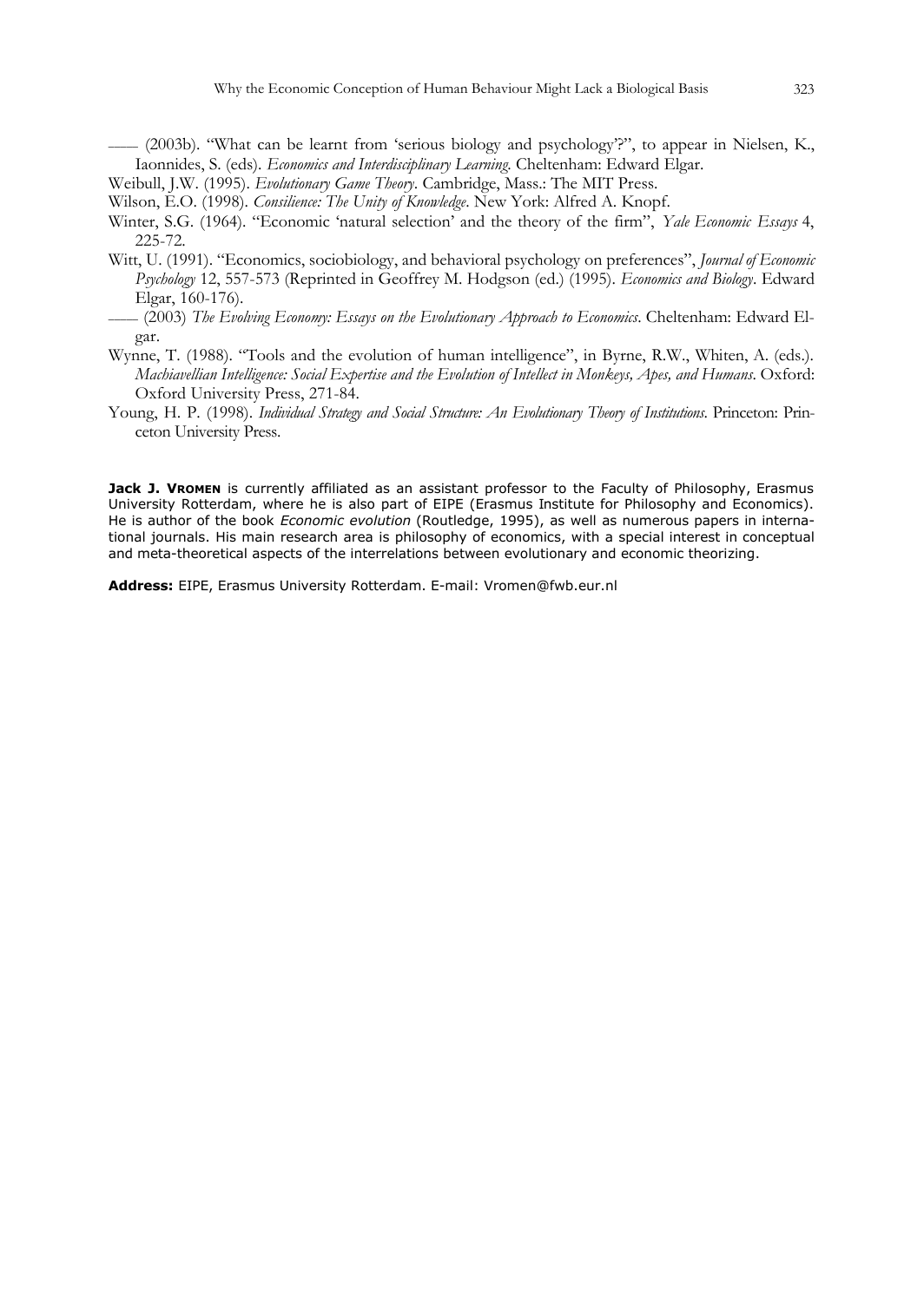—— (2003b). "What can be learnt from 'serious biology and psychology'?", to appear in Nielsen, K., Iaonnides, S. (eds). *Economics and Interdisciplinary Learning*. Cheltenham: Edward Elgar.

Weibull, J.W. (1995). *Evolutionary Game Theory*. Cambridge, Mass.: The MIT Press.

Wilson, E.O. (1998). *Consilience: The Unity of Knowledge*. New York: Alfred A. Knopf.

Winter, S.G. (1964). "Economic 'natural selection' and the theory of the firm", *Yale Economic Essays* 4, 225-72.

Witt, U. (1991). "Economics, sociobiology, and behavioral psychology on preferences", *Journal of Economic Psychology* 12, 557-573 (Reprinted in Geoffrey M. Hodgson (ed.) (1995). *Economics and Biology*. Edward Elgar, 160-176).

—— (2003) *The Evolving Economy: Essays on the Evolutionary Approach to Economics*. Cheltenham: Edward Elgar.

Wynne, T. (1988). "Tools and the evolution of human intelligence", in Byrne, R.W., Whiten, A. (eds.). *Machiavellian Intelligence: Social Expertise and the Evolution of Intellect in Monkeys, Apes, and Humans*. Oxford: Oxford University Press, 271-84.

Young, H. P. (1998). *Individual Strategy and Social Structure: An Evolutionary Theory of Institutions*. Princeton: Princeton University Press.

**Jack J. VROMEN** is currently affiliated as an assistant professor to the Faculty of Philosophy, Erasmus University Rotterdam, where he is also part of EIPE (Erasmus Institute for Philosophy and Economics). He is author of the book *Economic evolution* (Routledge, 1995), as well as numerous papers in international journals. His main research area is philosophy of economics, with a special interest in conceptual and meta-theoretical aspects of the interrelations between evolutionary and economic theorizing.

**Address:** EIPE, Erasmus University Rotterdam. E-mail: Vromen@fwb.eur.nl